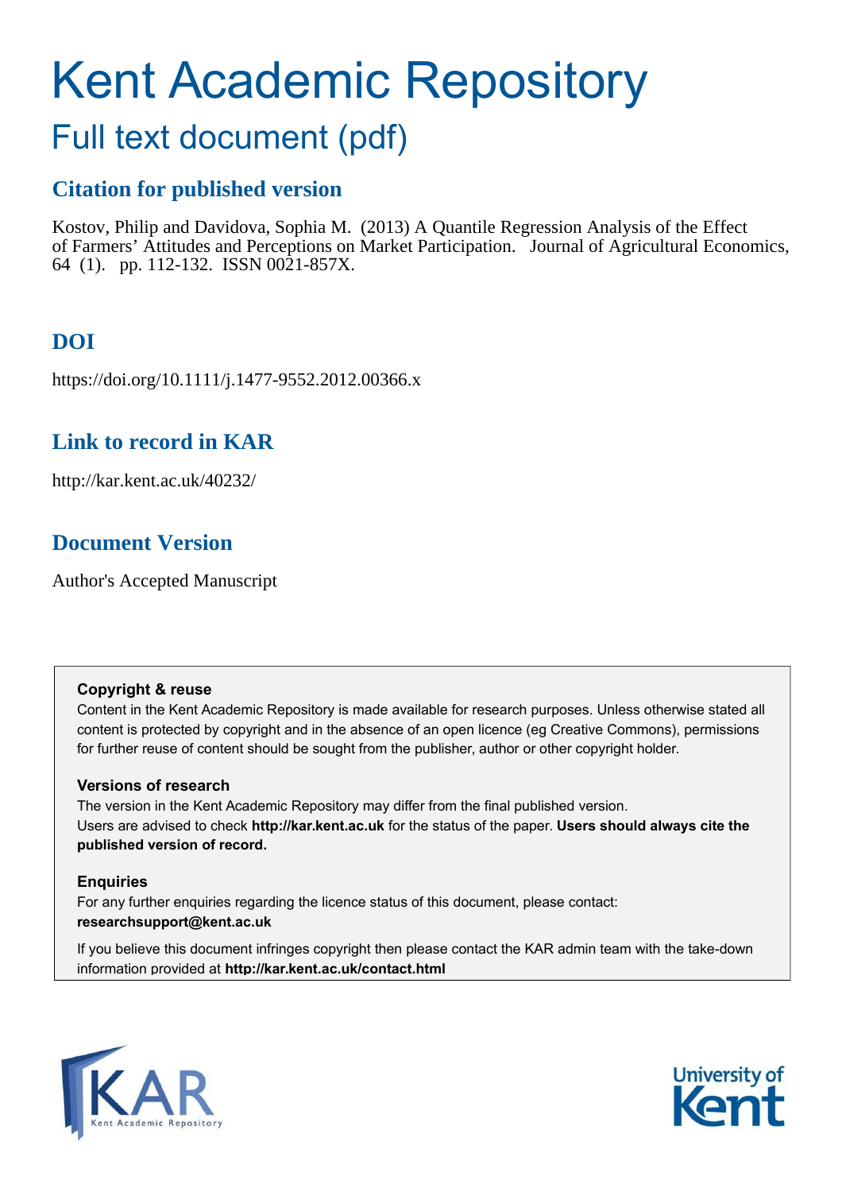# Kent Academic Repository

## Full text document (pdf)

### Citation for published version

Kostov, Philip and Davidova, Sophia M. (2013) A Quantile Regression Analysis of the Effect of Farmers' Attitudes and Perceptions on Market Participation. Journal of Agricultural Economics, 64 (1). pp. 112-132. ISSN 0021-857X.

### DOI

https://doi.org/10.1111/j.1477-9552.2012.00366.x

### Link to record in KAR

http://kar.kent.ac.uk/40232/

### Document Version

Author's Accepted Manuscript

**Copyright & reuse**

Content in the Kent Academic Repository is made available for research purposes. Unless otherwise stated all content is protected by copyright and in the absence of an open licence (eg Creative Commons), permissions for further reuse of content should be sought from the publisher, author or other copyright holder.

**Versions of research**

The version in the Kent Academic Repository may differ from the final published version.
Users are advised to check **http://kar.kent.ac.uk** for the status of the paper. **Users should always cite the published version of record.**

**Enquiries**

For any further enquiries regarding the licence status of this document, please contact:
**researchsupport@kent.ac.uk**

If you believe this document infringes copyright then please contact the KAR admin team with the take-down information provided at **http://kar.kent.ac.uk/contact.html**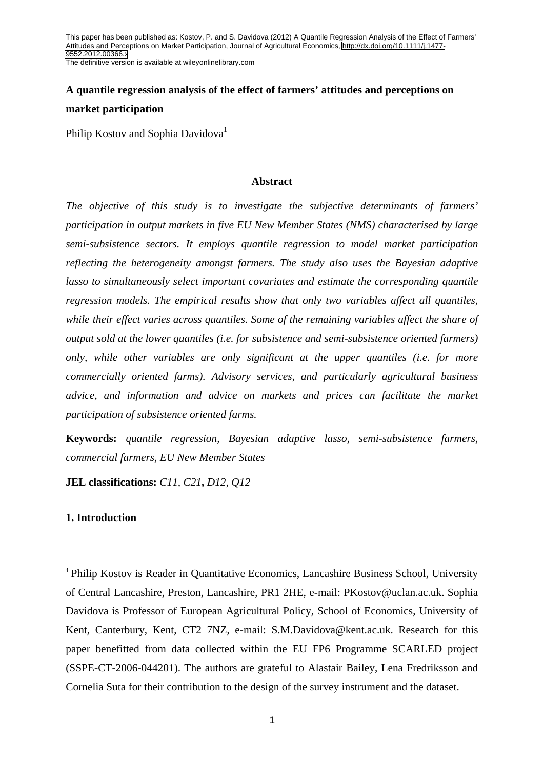This paper has been published as: Kostov, P. and S. Davidova (2012) A Quantile Regression Analysis of the Effect of Farmers' Attitudes and Perceptions on Market Participation, Journal of Agricultural Economics, http://dx.doi.org/10.1111/j.1477-9552.2012.00366.x
The definitive version is available at wileyonlinelibrary.com

# A quantile regression analysis of the effect of farmers' attitudes and perceptions on market participation

Philip Kostov and Sophia Davidova[1]

## Abstract

*The objective of this study is to investigate the subjective determinants of farmers' participation in output markets in five EU New Member States (NMS) characterised by large semi-subsistence sectors. It employs quantile regression to model market participation reflecting the heterogeneity amongst farmers. The study also uses the Bayesian adaptive lasso to simultaneously select important covariates and estimate the corresponding quantile regression models. The empirical results show that only two variables affect all quantiles, while their effect varies across quantiles. Some of the remaining variables affect the share of output sold at the lower quantiles (i.e. for subsistence and semi-subsistence oriented farmers) only, while other variables are only significant at the upper quantiles (i.e. for more commercially oriented farms). Advisory services, and particularly agricultural business advice, and information and advice on markets and prices can facilitate the market participation of subsistence oriented farms.*

**Keywords:** *quantile regression, Bayesian adaptive lasso, semi-subsistence farmers, commercial farmers, EU New Member States*

**JEL classifications:** *C11, C21*, *D12, Q12*

## 1. Introduction

[1] Philip Kostov is Reader in Quantitative Economics, Lancashire Business School, University of Central Lancashire, Preston, Lancashire, PR1 2HE, e-mail: PKostov@uclan.ac.uk. Sophia Davidova is Professor of European Agricultural Policy, School of Economics, University of Kent, Canterbury, Kent, CT2 7NZ, e-mail: S.M.Davidova@kent.ac.uk. Research for this paper benefitted from data collected within the EU FP6 Programme SCARLED project (SSPE-CT-2006-044201). The authors are grateful to Alastair Bailey, Lena Fredriksson and Cornelia Suta for their contribution to the design of the survey instrument and the dataset.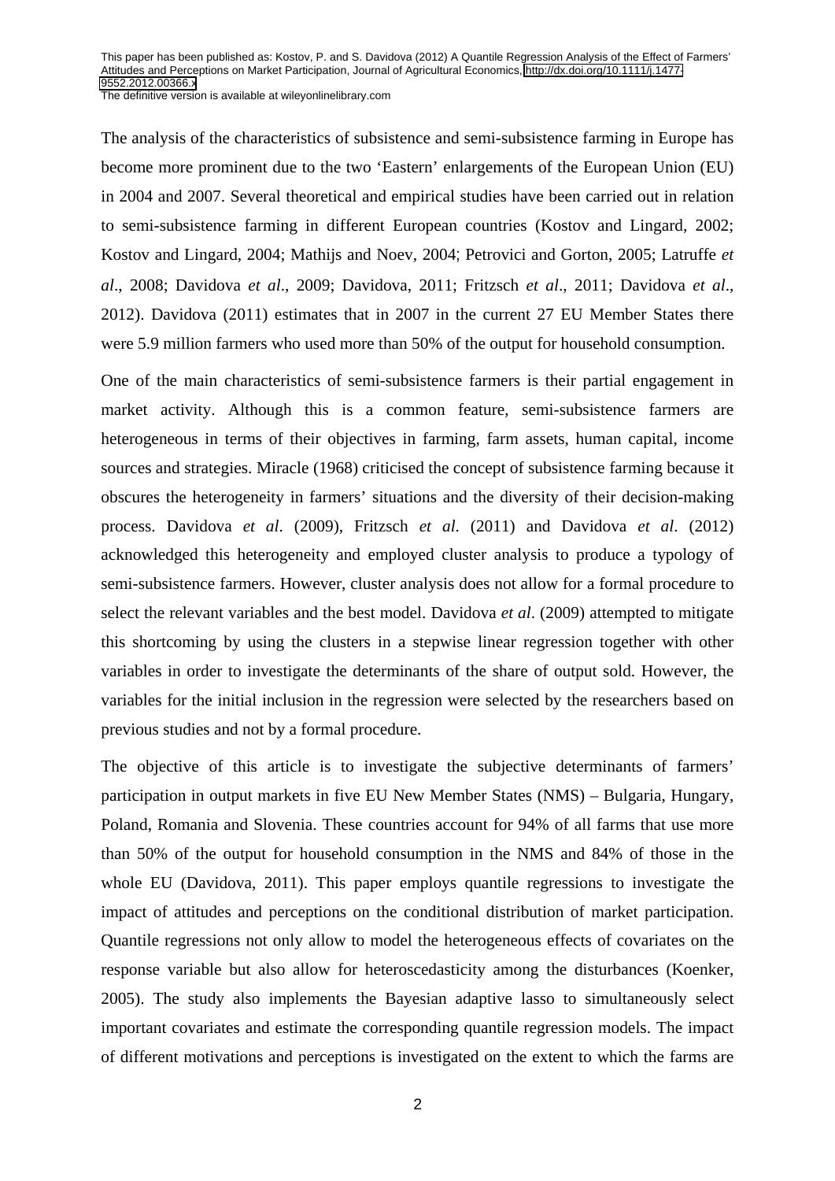The analysis of the characteristics of subsistence and semi-subsistence farming in Europe has become more prominent due to the two 'Eastern' enlargements of the European Union (EU) in 2004 and 2007. Several theoretical and empirical studies have been carried out in relation to semi-subsistence farming in different European countries (Kostov and Lingard, 2002; Kostov and Lingard, 2004; Mathijs and Noev, 2004; Petrovici and Gorton, 2005; Latruffe *et al*., 2008; Davidova *et al*., 2009; Davidova, 2011; Fritzsch *et al*., 2011; Davidova *et al*., 2012). Davidova (2011) estimates that in 2007 in the current 27 EU Member States there were 5.9 million farmers who used more than 50% of the output for household consumption.

One of the main characteristics of semi-subsistence farmers is their partial engagement in market activity. Although this is a common feature, semi-subsistence farmers are heterogeneous in terms of their objectives in farming, farm assets, human capital, income sources and strategies. Miracle (1968) criticised the concept of subsistence farming because it obscures the heterogeneity in farmers' situations and the diversity of their decision-making process. Davidova *et al*. (2009), Fritzsch *et al*. (2011) and Davidova *et al*. (2012) acknowledged this heterogeneity and employed cluster analysis to produce a typology of semi-subsistence farmers. However, cluster analysis does not allow for a formal procedure to select the relevant variables and the best model. Davidova *et al*. (2009) attempted to mitigate this shortcoming by using the clusters in a stepwise linear regression together with other variables in order to investigate the determinants of the share of output sold. However, the variables for the initial inclusion in the regression were selected by the researchers based on previous studies and not by a formal procedure.

The objective of this article is to investigate the subjective determinants of farmers' participation in output markets in five EU New Member States (NMS) – Bulgaria, Hungary, Poland, Romania and Slovenia. These countries account for 94% of all farms that use more than 50% of the output for household consumption in the NMS and 84% of those in the whole EU (Davidova, 2011). This paper employs quantile regressions to investigate the impact of attitudes and perceptions on the conditional distribution of market participation. Quantile regressions not only allow to model the heterogeneous effects of covariates on the response variable but also allow for heteroscedasticity among the disturbances (Koenker, 2005). The study also implements the Bayesian adaptive lasso to simultaneously select important covariates and estimate the corresponding quantile regression models. The impact of different motivations and perceptions is investigated on the extent to which the farms are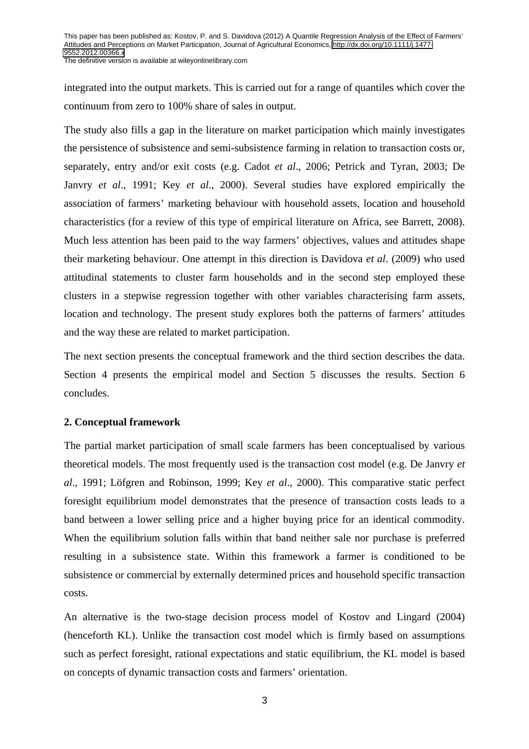integrated into the output markets. This is carried out for a range of quantiles which cover the continuum from zero to 100% share of sales in output.

The study also fills a gap in the literature on market participation which mainly investigates the persistence of subsistence and semi-subsistence farming in relation to transaction costs or, separately, entry and/or exit costs (e.g. Cadot *et al*., 2006; Petrick and Tyran, 2003; De Janvry *et al*., 1991; Key *et al*., 2000). Several studies have explored empirically the association of farmers' marketing behaviour with household assets, location and household characteristics (for a review of this type of empirical literature on Africa, see Barrett, 2008). Much less attention has been paid to the way farmers' objectives, values and attitudes shape their marketing behaviour. One attempt in this direction is Davidova *et al*. (2009) who used attitudinal statements to cluster farm households and in the second step employed these clusters in a stepwise regression together with other variables characterising farm assets, location and technology. The present study explores both the patterns of farmers' attitudes and the way these are related to market participation.

The next section presents the conceptual framework and the third section describes the data. Section 4 presents the empirical model and Section 5 discusses the results. Section 6 concludes.

## 2. Conceptual framework

The partial market participation of small scale farmers has been conceptualised by various theoretical models. The most frequently used is the transaction cost model (e.g. De Janvry *et al*., 1991; Löfgren and Robinson, 1999; Key *et al*., 2000). This comparative static perfect foresight equilibrium model demonstrates that the presence of transaction costs leads to a band between a lower selling price and a higher buying price for an identical commodity. When the equilibrium solution falls within that band neither sale nor purchase is preferred resulting in a subsistence state. Within this framework a farmer is conditioned to be subsistence or commercial by externally determined prices and household specific transaction costs.

An alternative is the two-stage decision process model of Kostov and Lingard (2004) (henceforth KL). Unlike the transaction cost model which is firmly based on assumptions such as perfect foresight, rational expectations and static equilibrium, the KL model is based on concepts of dynamic transaction costs and farmers' orientation.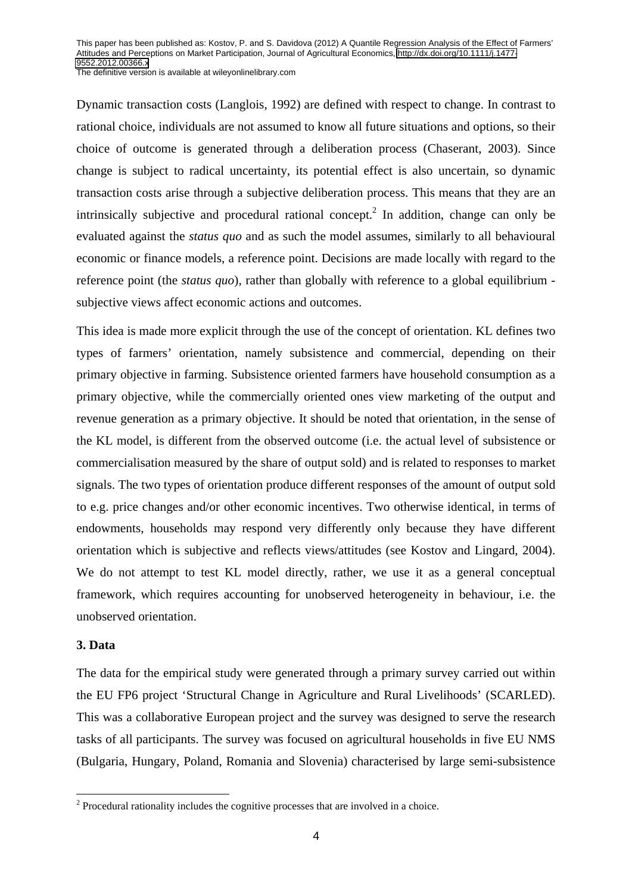Dynamic transaction costs (Langlois, 1992) are defined with respect to change. In contrast to rational choice, individuals are not assumed to know all future situations and options, so their choice of outcome is generated through a deliberation process (Chaserant, 2003). Since change is subject to radical uncertainty, its potential effect is also uncertain, so dynamic transaction costs arise through a subjective deliberation process. This means that they are an intrinsically subjective and procedural rational concept.[2] In addition, change can only be evaluated against the *status quo* and as such the model assumes, similarly to all behavioural economic or finance models, a reference point. Decisions are made locally with regard to the reference point (the *status quo*), rather than globally with reference to a global equilibrium - subjective views affect economic actions and outcomes.

This idea is made more explicit through the use of the concept of orientation. KL defines two types of farmers' orientation, namely subsistence and commercial, depending on their primary objective in farming. Subsistence oriented farmers have household consumption as a primary objective, while the commercially oriented ones view marketing of the output and revenue generation as a primary objective. It should be noted that orientation, in the sense of the KL model, is different from the observed outcome (i.e. the actual level of subsistence or commercialisation measured by the share of output sold) and is related to responses to market signals. The two types of orientation produce different responses of the amount of output sold to e.g. price changes and/or other economic incentives. Two otherwise identical, in terms of endowments, households may respond very differently only because they have different orientation which is subjective and reflects views/attitudes (see Kostov and Lingard, 2004). We do not attempt to test KL model directly, rather, we use it as a general conceptual framework, which requires accounting for unobserved heterogeneity in behaviour, i.e. the unobserved orientation.

### 3. Data

The data for the empirical study were generated through a primary survey carried out within the EU FP6 project 'Structural Change in Agriculture and Rural Livelihoods' (SCARLED). This was a collaborative European project and the survey was designed to serve the research tasks of all participants. The survey was focused on agricultural households in five EU NMS (Bulgaria, Hungary, Poland, Romania and Slovenia) characterised by large semi-subsistence

[2] Procedural rationality includes the cognitive processes that are involved in a choice.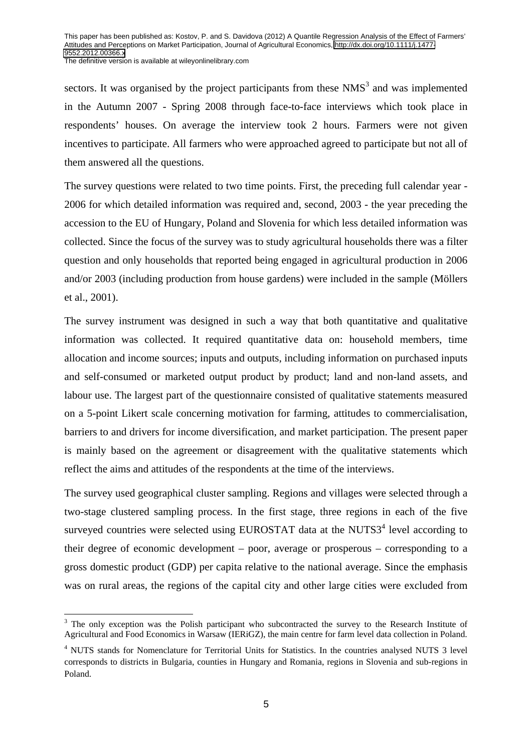sectors. It was organised by the project participants from these NMS[3] and was implemented in the Autumn 2007 - Spring 2008 through face-to-face interviews which took place in respondents' houses. On average the interview took 2 hours. Farmers were not given incentives to participate. All farmers who were approached agreed to participate but not all of them answered all the questions.

The survey questions were related to two time points. First, the preceding full calendar year - 2006 for which detailed information was required and, second, 2003 - the year preceding the accession to the EU of Hungary, Poland and Slovenia for which less detailed information was collected. Since the focus of the survey was to study agricultural households there was a filter question and only households that reported being engaged in agricultural production in 2006 and/or 2003 (including production from house gardens) were included in the sample (Möllers et al., 2001).

The survey instrument was designed in such a way that both quantitative and qualitative information was collected. It required quantitative data on: household members, time allocation and income sources; inputs and outputs, including information on purchased inputs and self-consumed or marketed output product by product; land and non-land assets, and labour use. The largest part of the questionnaire consisted of qualitative statements measured on a 5-point Likert scale concerning motivation for farming, attitudes to commercialisation, barriers to and drivers for income diversification, and market participation. The present paper is mainly based on the agreement or disagreement with the qualitative statements which reflect the aims and attitudes of the respondents at the time of the interviews.

The survey used geographical cluster sampling. Regions and villages were selected through a two-stage clustered sampling process. In the first stage, three regions in each of the five surveyed countries were selected using EUROSTAT data at the NUTS3[4] level according to their degree of economic development – poor, average or prosperous – corresponding to a gross domestic product (GDP) per capita relative to the national average. Since the emphasis was on rural areas, the regions of the capital city and other large cities were excluded from

[3] The only exception was the Polish participant who subcontracted the survey to the Research Institute of Agricultural and Food Economics in Warsaw (IERiGZ), the main centre for farm level data collection in Poland.

[4] NUTS stands for Nomenclature for Territorial Units for Statistics. In the countries analysed NUTS 3 level corresponds to districts in Bulgaria, counties in Hungary and Romania, regions in Slovenia and sub-regions in Poland.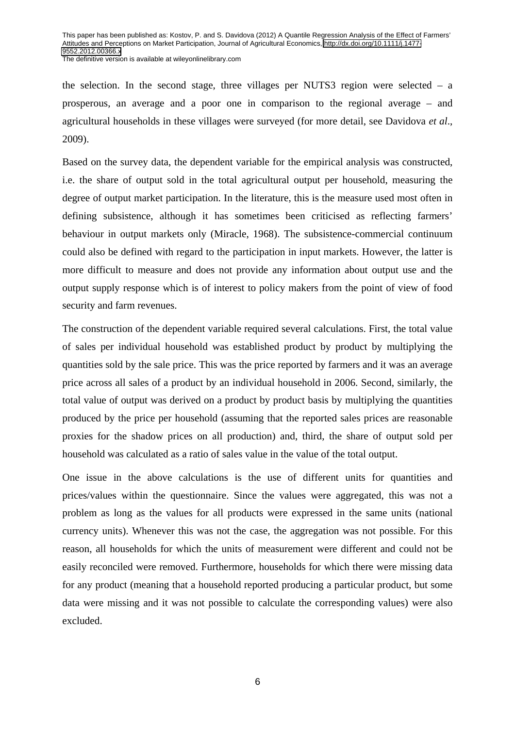the selection. In the second stage, three villages per NUTS3 region were selected – a prosperous, an average and a poor one in comparison to the regional average – and agricultural households in these villages were surveyed (for more detail, see Davidova *et al*., 2009).

Based on the survey data, the dependent variable for the empirical analysis was constructed, i.e. the share of output sold in the total agricultural output per household, measuring the degree of output market participation. In the literature, this is the measure used most often in defining subsistence, although it has sometimes been criticised as reflecting farmers' behaviour in output markets only (Miracle, 1968). The subsistence-commercial continuum could also be defined with regard to the participation in input markets. However, the latter is more difficult to measure and does not provide any information about output use and the output supply response which is of interest to policy makers from the point of view of food security and farm revenues.

The construction of the dependent variable required several calculations. First, the total value of sales per individual household was established product by product by multiplying the quantities sold by the sale price. This was the price reported by farmers and it was an average price across all sales of a product by an individual household in 2006. Second, similarly, the total value of output was derived on a product by product basis by multiplying the quantities produced by the price per household (assuming that the reported sales prices are reasonable proxies for the shadow prices on all production) and, third, the share of output sold per household was calculated as a ratio of sales value in the value of the total output.

One issue in the above calculations is the use of different units for quantities and prices/values within the questionnaire. Since the values were aggregated, this was not a problem as long as the values for all products were expressed in the same units (national currency units). Whenever this was not the case, the aggregation was not possible. For this reason, all households for which the units of measurement were different and could not be easily reconciled were removed. Furthermore, households for which there were missing data for any product (meaning that a household reported producing a particular product, but some data were missing and it was not possible to calculate the corresponding values) were also excluded.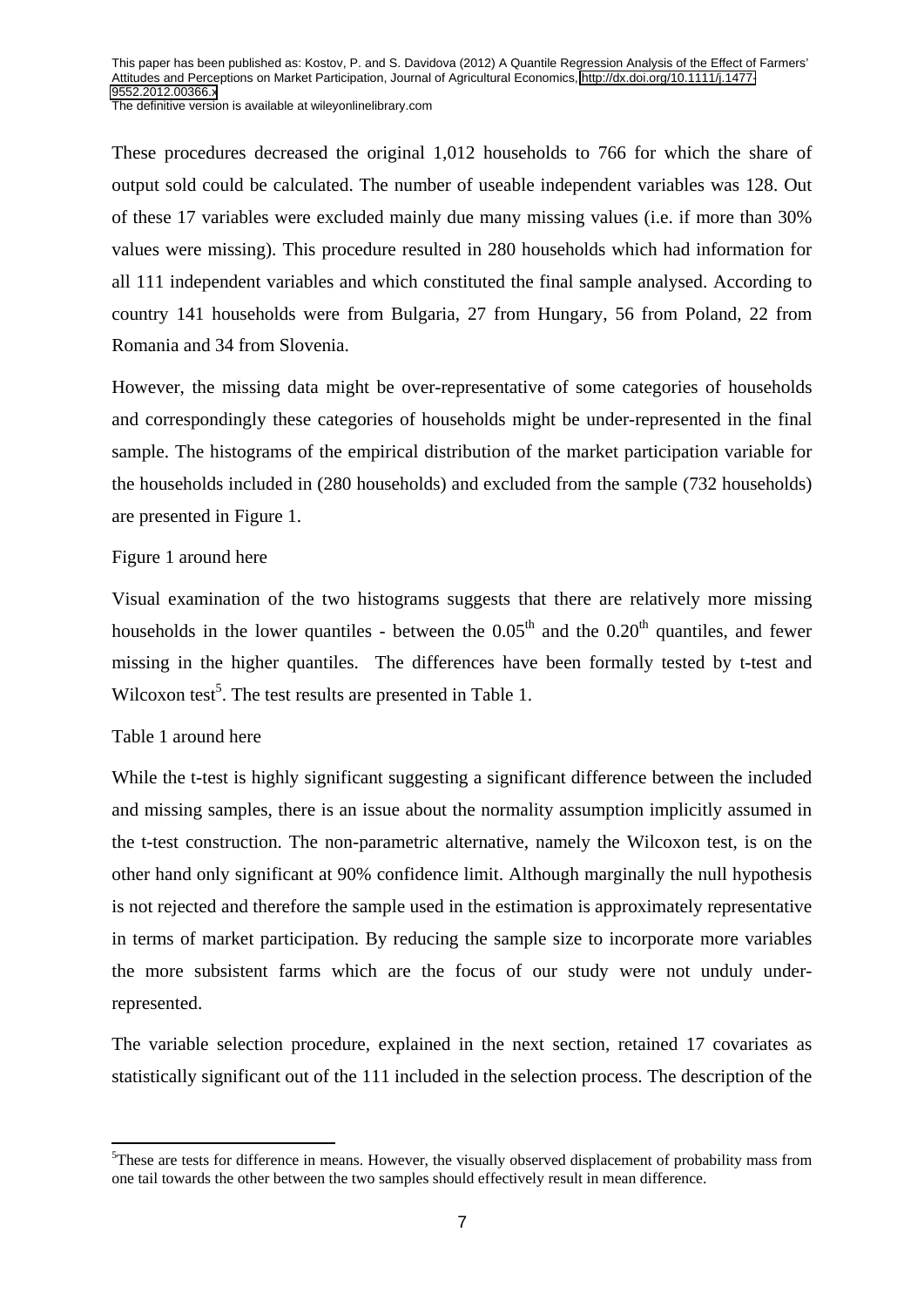These procedures decreased the original 1,012 households to 766 for which the share of output sold could be calculated. The number of useable independent variables was 128. Out of these 17 variables were excluded mainly due many missing values (i.e. if more than 30% values were missing). This procedure resulted in 280 households which had information for all 111 independent variables and which constituted the final sample analysed. According to country 141 households were from Bulgaria, 27 from Hungary, 56 from Poland, 22 from Romania and 34 from Slovenia.

However, the missing data might be over-representative of some categories of households and correspondingly these categories of households might be under-represented in the final sample. The histograms of the empirical distribution of the market participation variable for the households included in (280 households) and excluded from the sample (732 households) are presented in Figure 1.

Figure 1 around here

Visual examination of the two histograms suggests that there are relatively more missing households in the lower quantiles - between the $0.05^{th}$ and the $0.20^{th}$ quantiles, and fewer missing in the higher quantiles. The differences have been formally tested by t-test and Wilcoxon test[5]. The test results are presented in Table 1.

Table 1 around here

While the t-test is highly significant suggesting a significant difference between the included and missing samples, there is an issue about the normality assumption implicitly assumed in the t-test construction. The non-parametric alternative, namely the Wilcoxon test, is on the other hand only significant at 90% confidence limit. Although marginally the null hypothesis is not rejected and therefore the sample used in the estimation is approximately representative in terms of market participation. By reducing the sample size to incorporate more variables the more subsistent farms which are the focus of our study were not unduly under-represented.

The variable selection procedure, explained in the next section, retained 17 covariates as statistically significant out of the 111 included in the selection process. The description of the

[5]These are tests for difference in means. However, the visually observed displacement of probability mass from one tail towards the other between the two samples should effectively result in mean difference.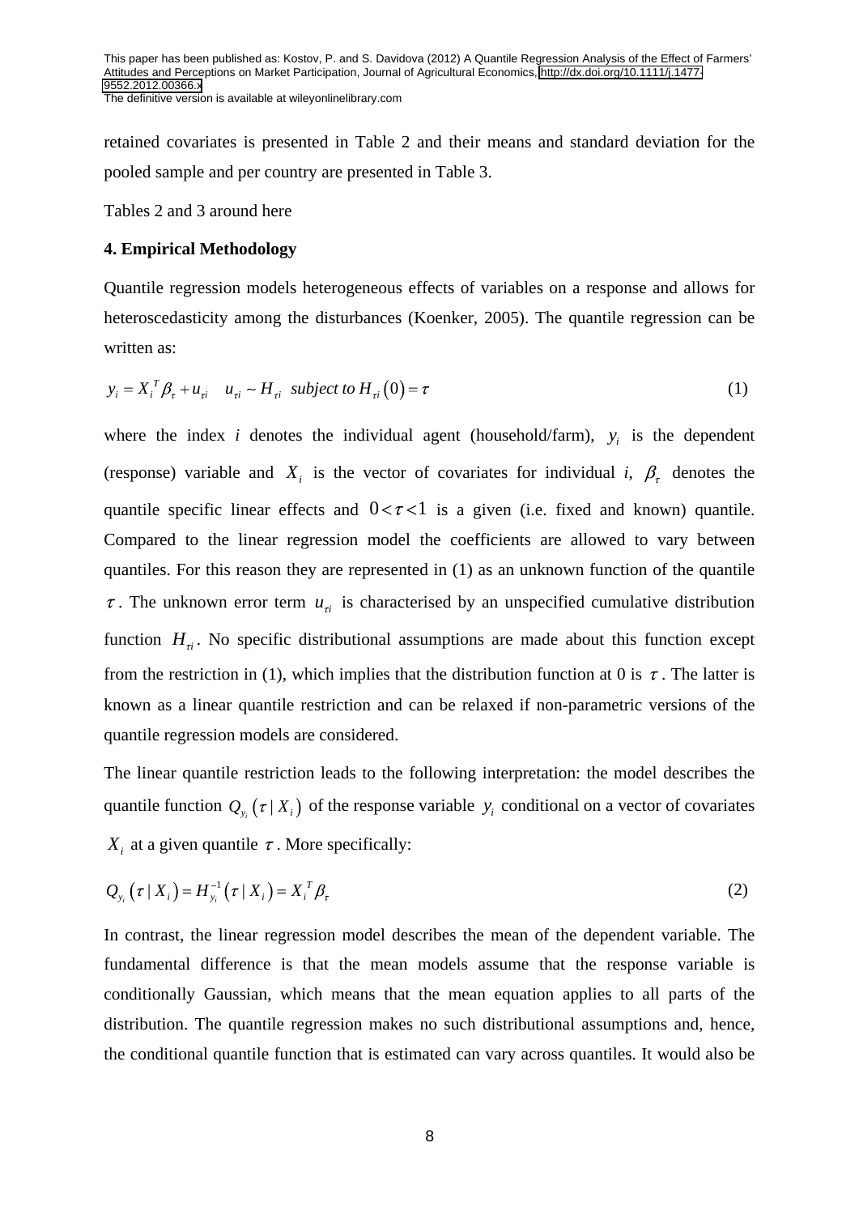retained covariates is presented in Table 2 and their means and standard deviation for the pooled sample and per country are presented in Table 3.

Tables 2 and 3 around here

**4. Empirical Methodology**

Quantile regression models heterogeneous effects of variables on a response and allows for heteroscedasticity among the disturbances (Koenker, 2005). The quantile regression can be written as:

$$y_i = X_i^T \beta_\tau + u_{\tau i} \quad u_{\tau i} \sim H_{\tau i} \text{ subject to } H_{\tau i}(0) = \tau \tag{1}$$

where the index *i* denotes the individual agent (household/farm), $y_i$ is the dependent (response) variable and $X_i$ is the vector of covariates for individual *i*, $\beta_\tau$ denotes the quantile specific linear effects and $0 < \tau < 1$ is a given (i.e. fixed and known) quantile. Compared to the linear regression model the coefficients are allowed to vary between quantiles. For this reason they are represented in (1) as an unknown function of the quantile $\tau$. The unknown error term $u_{\tau i}$ is characterised by an unspecified cumulative distribution function $H_{\tau i}$. No specific distributional assumptions are made about this function except from the restriction in (1), which implies that the distribution function at 0 is $\tau$. The latter is known as a linear quantile restriction and can be relaxed if non-parametric versions of the quantile regression models are considered.

The linear quantile restriction leads to the following interpretation: the model describes the quantile function $Q_{y_i}(\tau \mid X_i)$ of the response variable $y_i$ conditional on a vector of covariates $X_i$ at a given quantile $\tau$. More specifically:

$$Q_{y_i}(\tau \mid X_i) = H_{y_i}^{-1}(\tau \mid X_i) = X_i^T \beta_\tau \tag{2}$$

In contrast, the linear regression model describes the mean of the dependent variable. The fundamental difference is that the mean models assume that the response variable is conditionally Gaussian, which means that the mean equation applies to all parts of the distribution. The quantile regression makes no such distributional assumptions and, hence, the conditional quantile function that is estimated can vary across quantiles. It would also be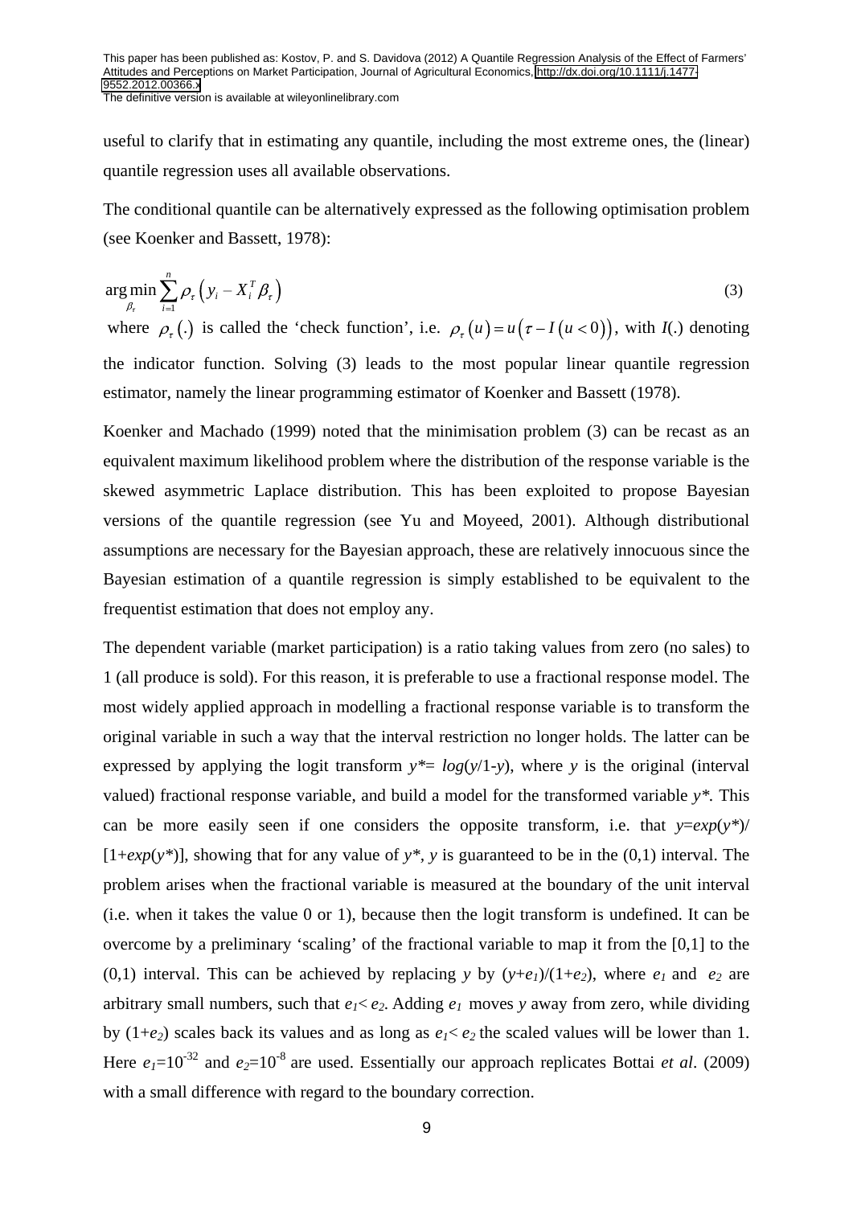useful to clarify that in estimating any quantile, including the most extreme ones, the (linear) quantile regression uses all available observations.

The conditional quantile can be alternatively expressed as the following optimisation problem (see Koenker and Bassett, 1978):

$$\arg\min_{\beta_\tau} \sum_{i=1}^{n} \rho_\tau \left( y_i - X_i^T \beta_\tau \right) \tag{3}$$

where $\rho_\tau(.)$ is called the 'check function', i.e. $\rho_\tau(u) = u\left(\tau - I(u<0)\right)$, with $I(.)$ denoting the indicator function. Solving (3) leads to the most popular linear quantile regression estimator, namely the linear programming estimator of Koenker and Bassett (1978).

Koenker and Machado (1999) noted that the minimisation problem (3) can be recast as an equivalent maximum likelihood problem where the distribution of the response variable is the skewed asymmetric Laplace distribution. This has been exploited to propose Bayesian versions of the quantile regression (see Yu and Moyeed, 2001). Although distributional assumptions are necessary for the Bayesian approach, these are relatively innocuous since the Bayesian estimation of a quantile regression is simply established to be equivalent to the frequentist estimation that does not employ any.

The dependent variable (market participation) is a ratio taking values from zero (no sales) to 1 (all produce is sold). For this reason, it is preferable to use a fractional response model. The most widely applied approach in modelling a fractional response variable is to transform the original variable in such a way that the interval restriction no longer holds. The latter can be expressed by applying the logit transform $y^* = log(y/1-y)$, where $y$ is the original (interval valued) fractional response variable, and build a model for the transformed variable $y^*$. This can be more easily seen if one considers the opposite transform, i.e. that $y=exp(y^*)/[1+exp(y^*)]$, showing that for any value of $y^*$, $y$ is guaranteed to be in the (0,1) interval. The problem arises when the fractional variable is measured at the boundary of the unit interval (i.e. when it takes the value 0 or 1), because then the logit transform is undefined. It can be overcome by a preliminary 'scaling' of the fractional variable to map it from the [0,1] to the (0,1) interval. This can be achieved by replacing $y$ by $(y+e_1)/(1+e_2)$, where $e_1$ and $e_2$ are arbitrary small numbers, such that $e_1 < e_2$. Adding $e_1$ moves $y$ away from zero, while dividing by $(1+e_2)$ scales back its values and as long as $e_1 < e_2$ the scaled values will be lower than 1. Here $e_1=10^{-32}$ and $e_2=10^{-8}$ are used. Essentially our approach replicates Bottai *et al*. (2009) with a small difference with regard to the boundary correction.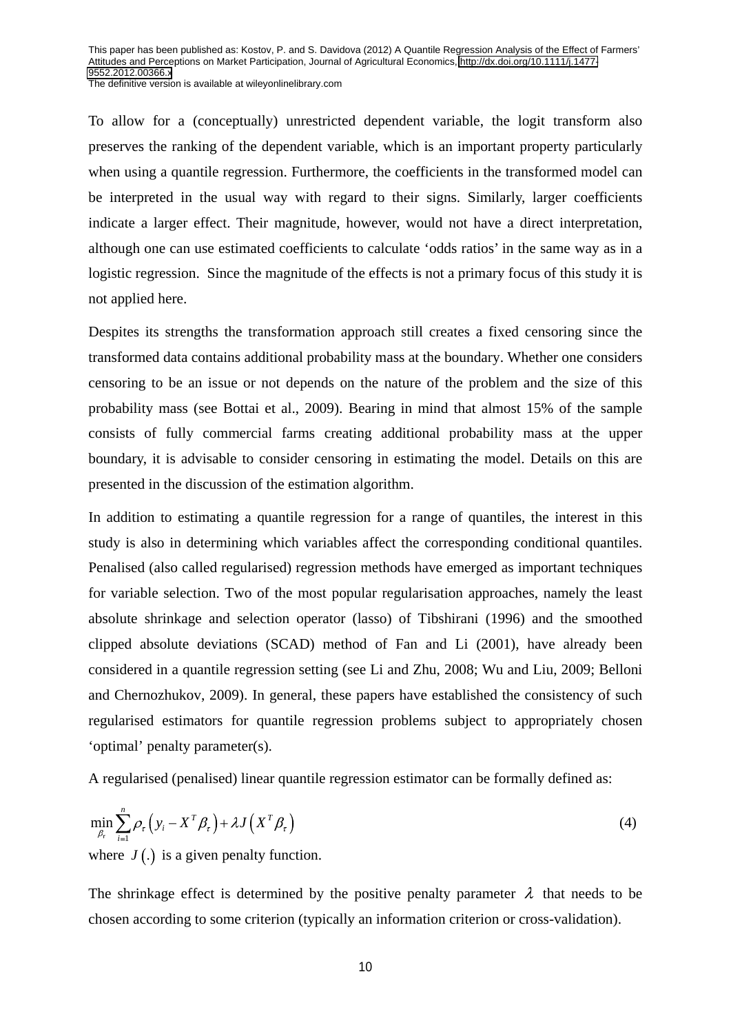To allow for a (conceptually) unrestricted dependent variable, the logit transform also preserves the ranking of the dependent variable, which is an important property particularly when using a quantile regression. Furthermore, the coefficients in the transformed model can be interpreted in the usual way with regard to their signs. Similarly, larger coefficients indicate a larger effect. Their magnitude, however, would not have a direct interpretation, although one can use estimated coefficients to calculate 'odds ratios' in the same way as in a logistic regression. Since the magnitude of the effects is not a primary focus of this study it is not applied here.

Despites its strengths the transformation approach still creates a fixed censoring since the transformed data contains additional probability mass at the boundary. Whether one considers censoring to be an issue or not depends on the nature of the problem and the size of this probability mass (see Bottai et al., 2009). Bearing in mind that almost 15% of the sample consists of fully commercial farms creating additional probability mass at the upper boundary, it is advisable to consider censoring in estimating the model. Details on this are presented in the discussion of the estimation algorithm.

In addition to estimating a quantile regression for a range of quantiles, the interest in this study is also in determining which variables affect the corresponding conditional quantiles. Penalised (also called regularised) regression methods have emerged as important techniques for variable selection. Two of the most popular regularisation approaches, namely the least absolute shrinkage and selection operator (lasso) of Tibshirani (1996) and the smoothed clipped absolute deviations (SCAD) method of Fan and Li (2001), have already been considered in a quantile regression setting (see Li and Zhu, 2008; Wu and Liu, 2009; Belloni and Chernozhukov, 2009). In general, these papers have established the consistency of such regularised estimators for quantile regression problems subject to appropriately chosen 'optimal' penalty parameter(s).

A regularised (penalised) linear quantile regression estimator can be formally defined as:

$$\min_{\beta_\tau} \sum_{i=1}^{n} \rho_\tau \left( y_i - X^T \beta_\tau \right) + \lambda J\left( X^T \beta_\tau \right) \tag{4}$$

where $J(.)$ is a given penalty function.

The shrinkage effect is determined by the positive penalty parameter $\lambda$ that needs to be chosen according to some criterion (typically an information criterion or cross-validation).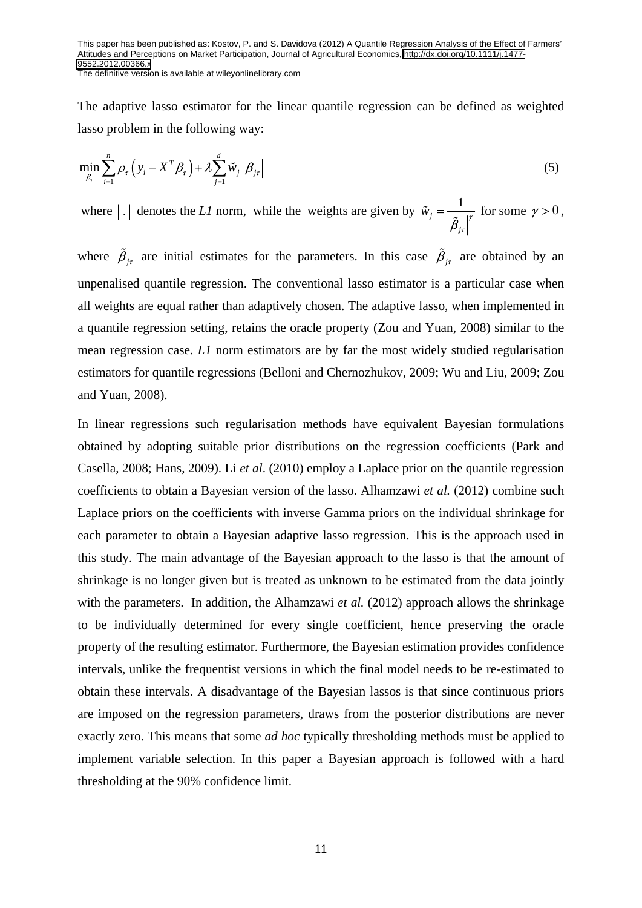The adaptive lasso estimator for the linear quantile regression can be defined as weighted lasso problem in the following way:

$$\min_{\beta_\tau} \sum_{i=1}^{n} \rho_\tau \left( y_i - X^T \beta_\tau \right) + \lambda \sum_{j=1}^{d} \tilde{w}_j \left| \beta_{j\tau} \right| \tag{5}$$

where $|\,.\,|$ denotes the *L1* norm, while the weights are given by $\tilde{w}_j = \frac{1}{\left|\tilde{\beta}_{j\tau}\right|^\gamma}$ for some $\gamma > 0$,

where $\tilde{\beta}_{j\tau}$ are initial estimates for the parameters. In this case $\tilde{\beta}_{j\tau}$ are obtained by an unpenalised quantile regression. The conventional lasso estimator is a particular case when all weights are equal rather than adaptively chosen. The adaptive lasso, when implemented in a quantile regression setting, retains the oracle property (Zou and Yuan, 2008) similar to the mean regression case. *L1* norm estimators are by far the most widely studied regularisation estimators for quantile regressions (Belloni and Chernozhukov, 2009; Wu and Liu, 2009; Zou and Yuan, 2008).

In linear regressions such regularisation methods have equivalent Bayesian formulations obtained by adopting suitable prior distributions on the regression coefficients (Park and Casella, 2008; Hans, 2009). Li *et al*. (2010) employ a Laplace prior on the quantile regression coefficients to obtain a Bayesian version of the lasso. Alhamzawi *et al.* (2012) combine such Laplace priors on the coefficients with inverse Gamma priors on the individual shrinkage for each parameter to obtain a Bayesian adaptive lasso regression. This is the approach used in this study. The main advantage of the Bayesian approach to the lasso is that the amount of shrinkage is no longer given but is treated as unknown to be estimated from the data jointly with the parameters. In addition, the Alhamzawi *et al.* (2012) approach allows the shrinkage to be individually determined for every single coefficient, hence preserving the oracle property of the resulting estimator. Furthermore, the Bayesian estimation provides confidence intervals, unlike the frequentist versions in which the final model needs to be re-estimated to obtain these intervals. A disadvantage of the Bayesian lassos is that since continuous priors are imposed on the regression parameters, draws from the posterior distributions are never exactly zero. This means that some *ad hoc* typically thresholding methods must be applied to implement variable selection. In this paper a Bayesian approach is followed with a hard thresholding at the 90% confidence limit.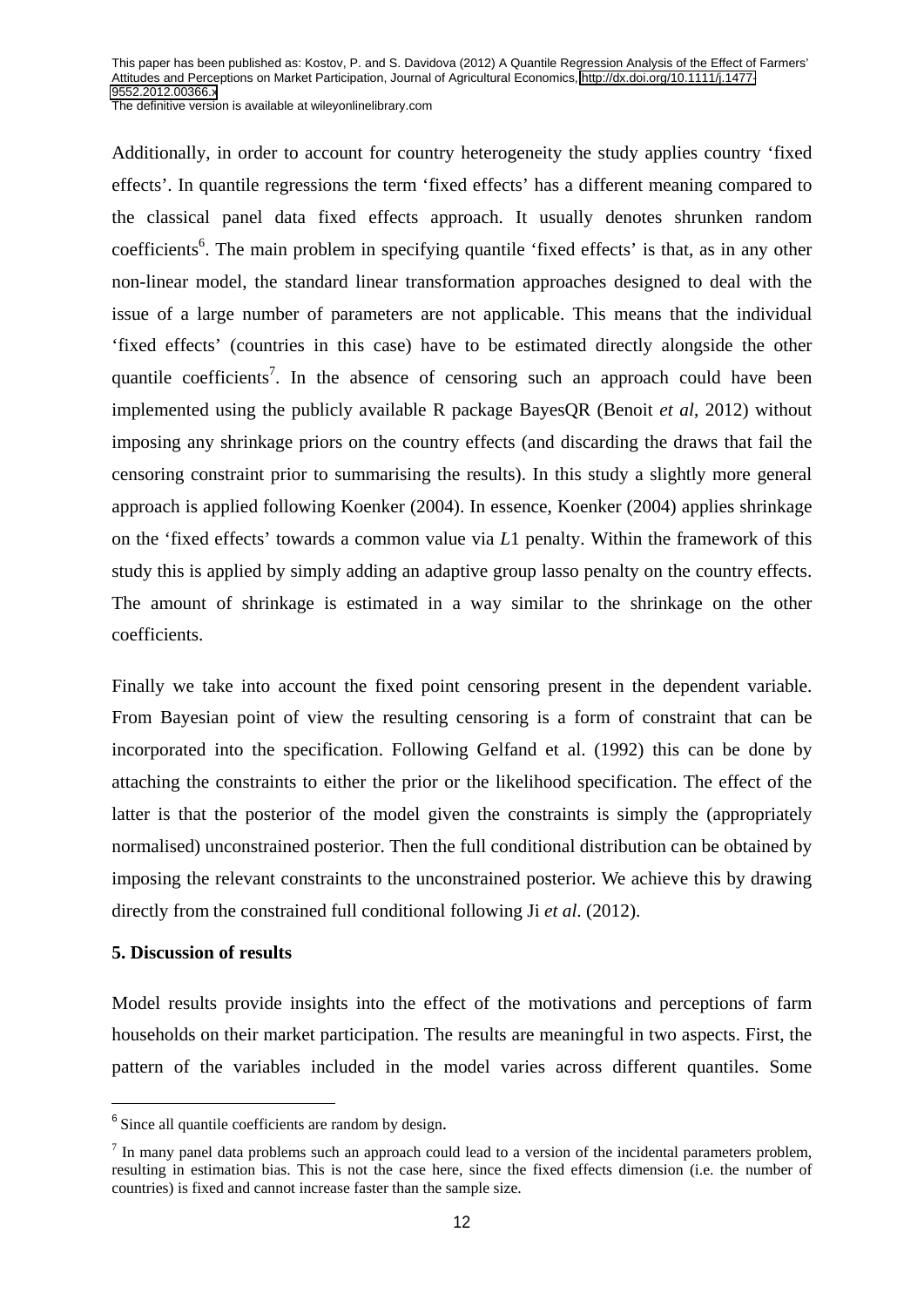Additionally, in order to account for country heterogeneity the study applies country 'fixed effects'. In quantile regressions the term 'fixed effects' has a different meaning compared to the classical panel data fixed effects approach. It usually denotes shrunken random coefficients[6]. The main problem in specifying quantile 'fixed effects' is that, as in any other non-linear model, the standard linear transformation approaches designed to deal with the issue of a large number of parameters are not applicable. This means that the individual 'fixed effects' (countries in this case) have to be estimated directly alongside the other quantile coefficients[7]. In the absence of censoring such an approach could have been implemented using the publicly available R package BayesQR (Benoit *et al*, 2012) without imposing any shrinkage priors on the country effects (and discarding the draws that fail the censoring constraint prior to summarising the results). In this study a slightly more general approach is applied following Koenker (2004). In essence, Koenker (2004) applies shrinkage on the 'fixed effects' towards a common value via $L1$ penalty. Within the framework of this study this is applied by simply adding an adaptive group lasso penalty on the country effects. The amount of shrinkage is estimated in a way similar to the shrinkage on the other coefficients.

Finally we take into account the fixed point censoring present in the dependent variable. From Bayesian point of view the resulting censoring is a form of constraint that can be incorporated into the specification. Following Gelfand et al. (1992) this can be done by attaching the constraints to either the prior or the likelihood specification. The effect of the latter is that the posterior of the model given the constraints is simply the (appropriately normalised) unconstrained posterior. Then the full conditional distribution can be obtained by imposing the relevant constraints to the unconstrained posterior. We achieve this by drawing directly from the constrained full conditional following Ji *et al*. (2012).

**5. Discussion of results**

Model results provide insights into the effect of the motivations and perceptions of farm households on their market participation. The results are meaningful in two aspects. First, the pattern of the variables included in the model varies across different quantiles. Some

[6] Since all quantile coefficients are random by design.

[7] In many panel data problems such an approach could lead to a version of the incidental parameters problem, resulting in estimation bias. This is not the case here, since the fixed effects dimension (i.e. the number of countries) is fixed and cannot increase faster than the sample size.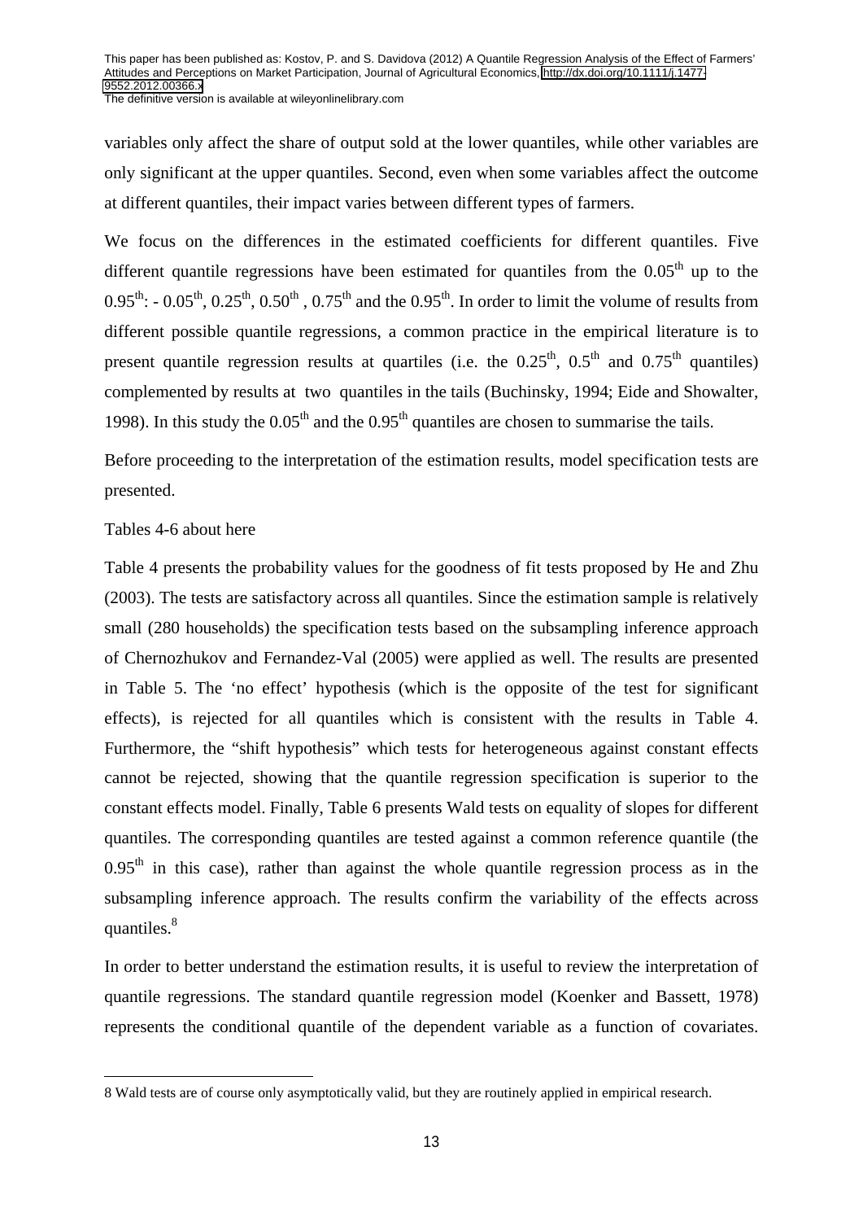variables only affect the share of output sold at the lower quantiles, while other variables are only significant at the upper quantiles. Second, even when some variables affect the outcome at different quantiles, their impact varies between different types of farmers.

We focus on the differences in the estimated coefficients for different quantiles. Five different quantile regressions have been estimated for quantiles from the $0.05^{th}$ up to the $0.95^{th}$: - $0.05^{th}$, $0.25^{th}$, $0.50^{th}$ , $0.75^{th}$ and the $0.95^{th}$. In order to limit the volume of results from different possible quantile regressions, a common practice in the empirical literature is to present quantile regression results at quartiles (i.e. the $0.25^{th}$, $0.5^{th}$ and $0.75^{th}$ quantiles) complemented by results at two quantiles in the tails (Buchinsky, 1994; Eide and Showalter, 1998). In this study the $0.05^{th}$ and the $0.95^{th}$ quantiles are chosen to summarise the tails.

Before proceeding to the interpretation of the estimation results, model specification tests are presented.

Tables 4-6 about here

Table 4 presents the probability values for the goodness of fit tests proposed by He and Zhu (2003). The tests are satisfactory across all quantiles. Since the estimation sample is relatively small (280 households) the specification tests based on the subsampling inference approach of Chernozhukov and Fernandez-Val (2005) were applied as well. The results are presented in Table 5. The 'no effect' hypothesis (which is the opposite of the test for significant effects), is rejected for all quantiles which is consistent with the results in Table 4. Furthermore, the "shift hypothesis" which tests for heterogeneous against constant effects cannot be rejected, showing that the quantile regression specification is superior to the constant effects model. Finally, Table 6 presents Wald tests on equality of slopes for different quantiles. The corresponding quantiles are tested against a common reference quantile (the $0.95^{th}$ in this case), rather than against the whole quantile regression process as in the subsampling inference approach. The results confirm the variability of the effects across quantiles.[8]

In order to better understand the estimation results, it is useful to review the interpretation of quantile regressions. The standard quantile regression model (Koenker and Bassett, 1978) represents the conditional quantile of the dependent variable as a function of covariates.

---

8 Wald tests are of course only asymptotically valid, but they are routinely applied in empirical research.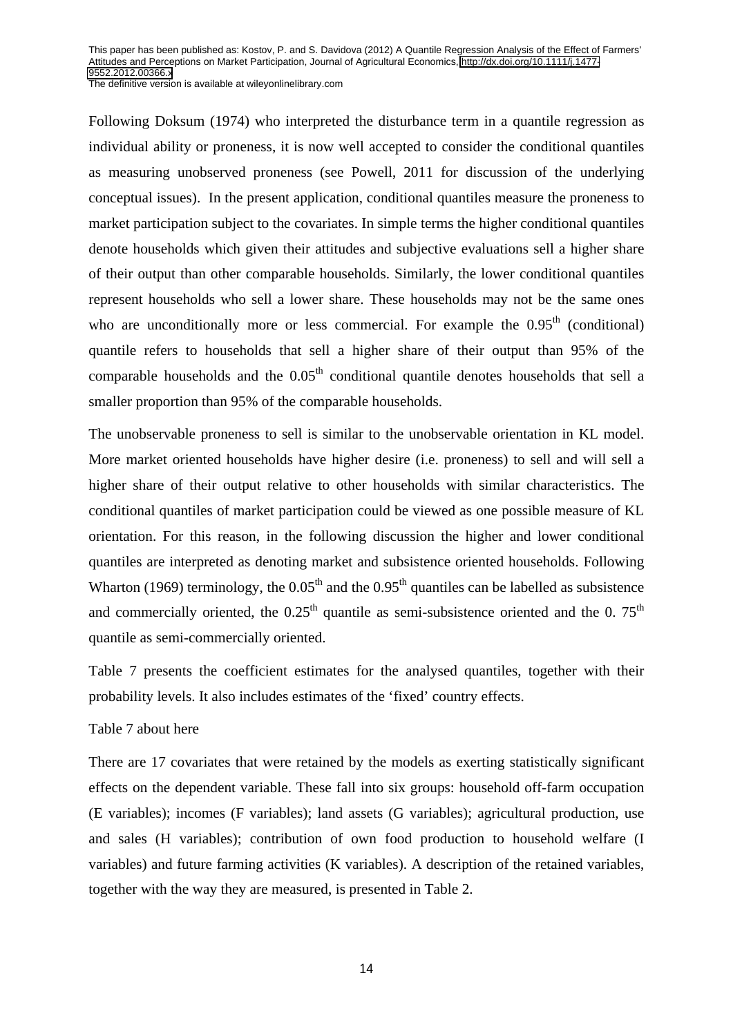Following Doksum (1974) who interpreted the disturbance term in a quantile regression as individual ability or proneness, it is now well accepted to consider the conditional quantiles as measuring unobserved proneness (see Powell, 2011 for discussion of the underlying conceptual issues). In the present application, conditional quantiles measure the proneness to market participation subject to the covariates. In simple terms the higher conditional quantiles denote households which given their attitudes and subjective evaluations sell a higher share of their output than other comparable households. Similarly, the lower conditional quantiles represent households who sell a lower share. These households may not be the same ones who are unconditionally more or less commercial. For example the 0.95[th] (conditional) quantile refers to households that sell a higher share of their output than 95% of the comparable households and the 0.05[th] conditional quantile denotes households that sell a smaller proportion than 95% of the comparable households.

The unobservable proneness to sell is similar to the unobservable orientation in KL model. More market oriented households have higher desire (i.e. proneness) to sell and will sell a higher share of their output relative to other households with similar characteristics. The conditional quantiles of market participation could be viewed as one possible measure of KL orientation. For this reason, in the following discussion the higher and lower conditional quantiles are interpreted as denoting market and subsistence oriented households. Following Wharton (1969) terminology, the 0.05[th] and the 0.95[th] quantiles can be labelled as subsistence and commercially oriented, the 0.25[th] quantile as semi-subsistence oriented and the 0. 75[th] quantile as semi-commercially oriented.

Table 7 presents the coefficient estimates for the analysed quantiles, together with their probability levels. It also includes estimates of the 'fixed' country effects.

Table 7 about here

There are 17 covariates that were retained by the models as exerting statistically significant effects on the dependent variable. These fall into six groups: household off-farm occupation (E variables); incomes (F variables); land assets (G variables); agricultural production, use and sales (H variables); contribution of own food production to household welfare (I variables) and future farming activities (K variables). A description of the retained variables, together with the way they are measured, is presented in Table 2.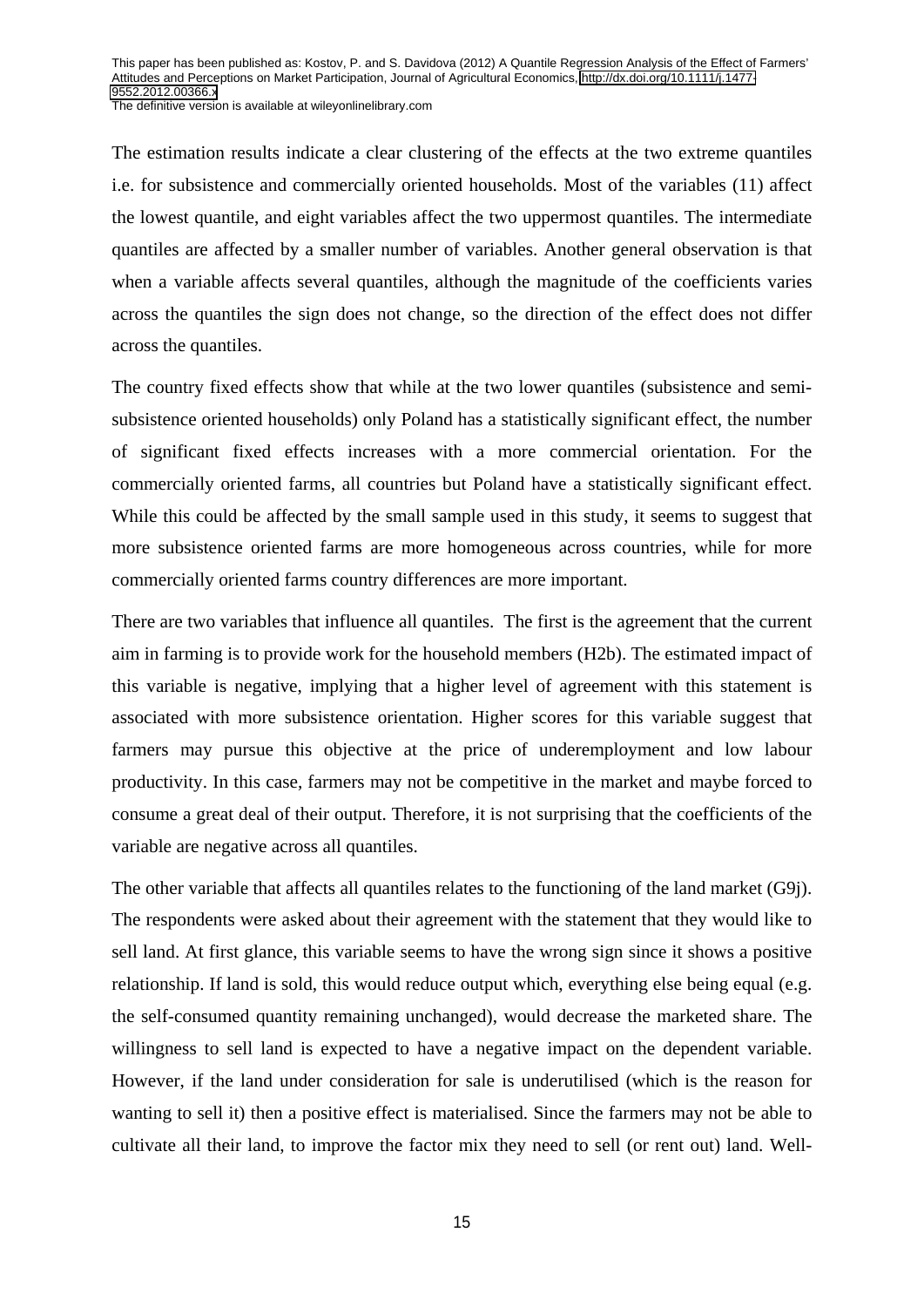The estimation results indicate a clear clustering of the effects at the two extreme quantiles i.e. for subsistence and commercially oriented households. Most of the variables (11) affect the lowest quantile, and eight variables affect the two uppermost quantiles. The intermediate quantiles are affected by a smaller number of variables. Another general observation is that when a variable affects several quantiles, although the magnitude of the coefficients varies across the quantiles the sign does not change, so the direction of the effect does not differ across the quantiles.

The country fixed effects show that while at the two lower quantiles (subsistence and semi-subsistence oriented households) only Poland has a statistically significant effect, the number of significant fixed effects increases with a more commercial orientation. For the commercially oriented farms, all countries but Poland have a statistically significant effect. While this could be affected by the small sample used in this study, it seems to suggest that more subsistence oriented farms are more homogeneous across countries, while for more commercially oriented farms country differences are more important.

There are two variables that influence all quantiles. The first is the agreement that the current aim in farming is to provide work for the household members (H2b). The estimated impact of this variable is negative, implying that a higher level of agreement with this statement is associated with more subsistence orientation. Higher scores for this variable suggest that farmers may pursue this objective at the price of underemployment and low labour productivity. In this case, farmers may not be competitive in the market and maybe forced to consume a great deal of their output. Therefore, it is not surprising that the coefficients of the variable are negative across all quantiles.

The other variable that affects all quantiles relates to the functioning of the land market (G9j). The respondents were asked about their agreement with the statement that they would like to sell land. At first glance, this variable seems to have the wrong sign since it shows a positive relationship. If land is sold, this would reduce output which, everything else being equal (e.g. the self-consumed quantity remaining unchanged), would decrease the marketed share. The willingness to sell land is expected to have a negative impact on the dependent variable. However, if the land under consideration for sale is underutilised (which is the reason for wanting to sell it) then a positive effect is materialised. Since the farmers may not be able to cultivate all their land, to improve the factor mix they need to sell (or rent out) land. Well-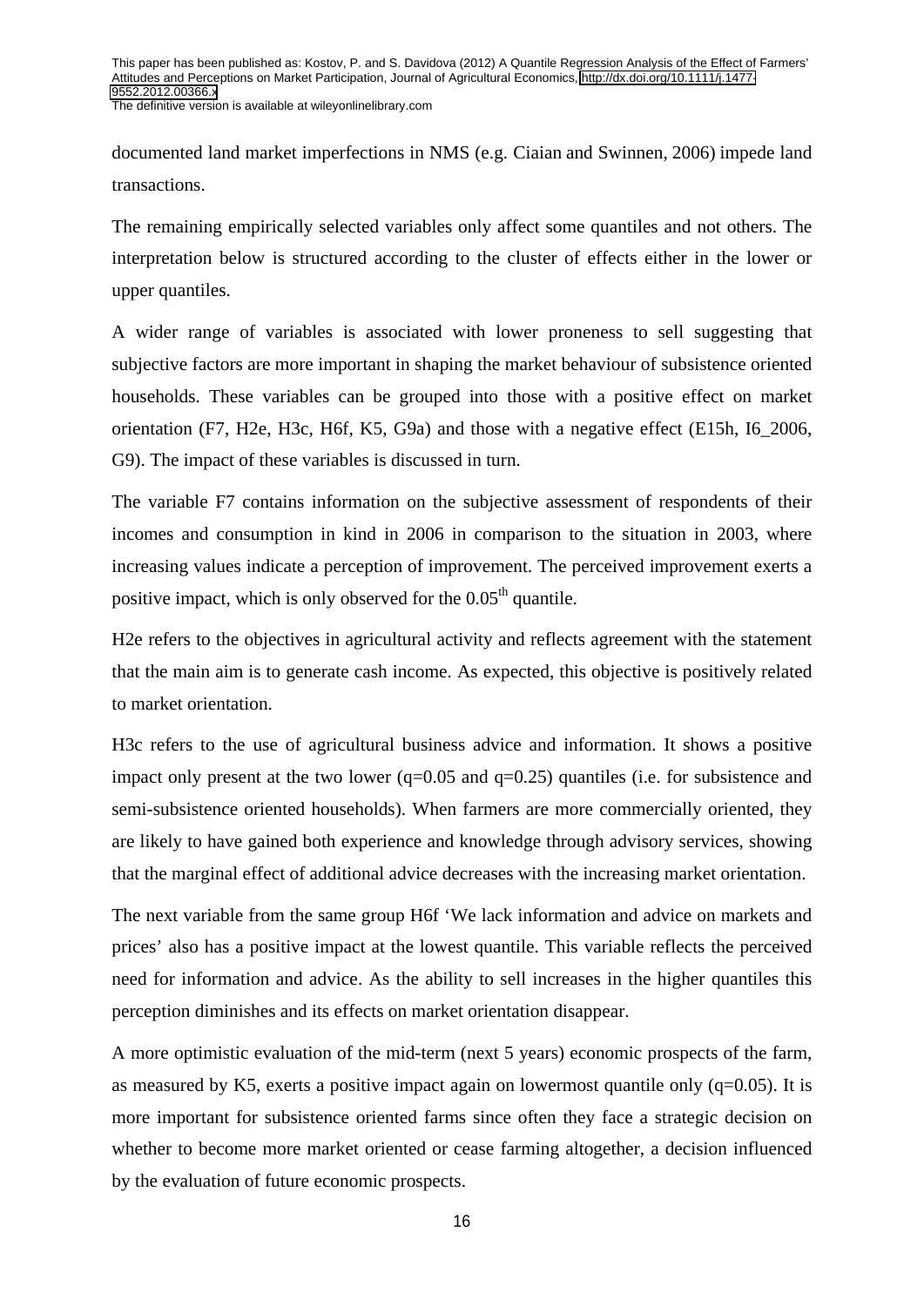documented land market imperfections in NMS (e.g. Ciaian and Swinnen, 2006) impede land transactions.

The remaining empirically selected variables only affect some quantiles and not others. The interpretation below is structured according to the cluster of effects either in the lower or upper quantiles.

A wider range of variables is associated with lower proneness to sell suggesting that subjective factors are more important in shaping the market behaviour of subsistence oriented households. These variables can be grouped into those with a positive effect on market orientation (F7, H2e, H3c, H6f, K5, G9a) and those with a negative effect (E15h, I6_2006, G9). The impact of these variables is discussed in turn.

The variable F7 contains information on the subjective assessment of respondents of their incomes and consumption in kind in 2006 in comparison to the situation in 2003, where increasing values indicate a perception of improvement. The perceived improvement exerts a positive impact, which is only observed for the $0.05^{th}$ quantile.

H2e refers to the objectives in agricultural activity and reflects agreement with the statement that the main aim is to generate cash income. As expected, this objective is positively related to market orientation.

H3c refers to the use of agricultural business advice and information. It shows a positive impact only present at the two lower ($q=0.05$ and $q=0.25$) quantiles (i.e. for subsistence and semi-subsistence oriented households). When farmers are more commercially oriented, they are likely to have gained both experience and knowledge through advisory services, showing that the marginal effect of additional advice decreases with the increasing market orientation.

The next variable from the same group H6f 'We lack information and advice on markets and prices' also has a positive impact at the lowest quantile. This variable reflects the perceived need for information and advice. As the ability to sell increases in the higher quantiles this perception diminishes and its effects on market orientation disappear.

A more optimistic evaluation of the mid-term (next 5 years) economic prospects of the farm, as measured by K5, exerts a positive impact again on lowermost quantile only ($q=0.05$). It is more important for subsistence oriented farms since often they face a strategic decision on whether to become more market oriented or cease farming altogether, a decision influenced by the evaluation of future economic prospects.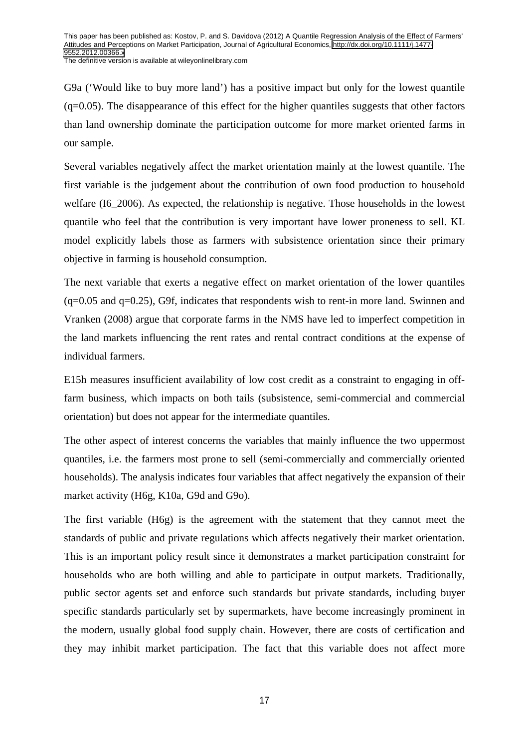G9a (‘Would like to buy more land’) has a positive impact but only for the lowest quantile (q=0.05). The disappearance of this effect for the higher quantiles suggests that other factors than land ownership dominate the participation outcome for more market oriented farms in our sample.

Several variables negatively affect the market orientation mainly at the lowest quantile. The first variable is the judgement about the contribution of own food production to household welfare (I6_2006). As expected, the relationship is negative. Those households in the lowest quantile who feel that the contribution is very important have lower proneness to sell. KL model explicitly labels those as farmers with subsistence orientation since their primary objective in farming is household consumption.

The next variable that exerts a negative effect on market orientation of the lower quantiles (q=0.05 and q=0.25), G9f, indicates that respondents wish to rent-in more land. Swinnen and Vranken (2008) argue that corporate farms in the NMS have led to imperfect competition in the land markets influencing the rent rates and rental contract conditions at the expense of individual farmers.

E15h measures insufficient availability of low cost credit as a constraint to engaging in off-farm business, which impacts on both tails (subsistence, semi-commercial and commercial orientation) but does not appear for the intermediate quantiles.

The other aspect of interest concerns the variables that mainly influence the two uppermost quantiles, i.e. the farmers most prone to sell (semi-commercially and commercially oriented households). The analysis indicates four variables that affect negatively the expansion of their market activity (H6g, K10a, G9d and G9o).

The first variable (H6g) is the agreement with the statement that they cannot meet the standards of public and private regulations which affects negatively their market orientation. This is an important policy result since it demonstrates a market participation constraint for households who are both willing and able to participate in output markets. Traditionally, public sector agents set and enforce such standards but private standards, including buyer specific standards particularly set by supermarkets, have become increasingly prominent in the modern, usually global food supply chain. However, there are costs of certification and they may inhibit market participation. The fact that this variable does not affect more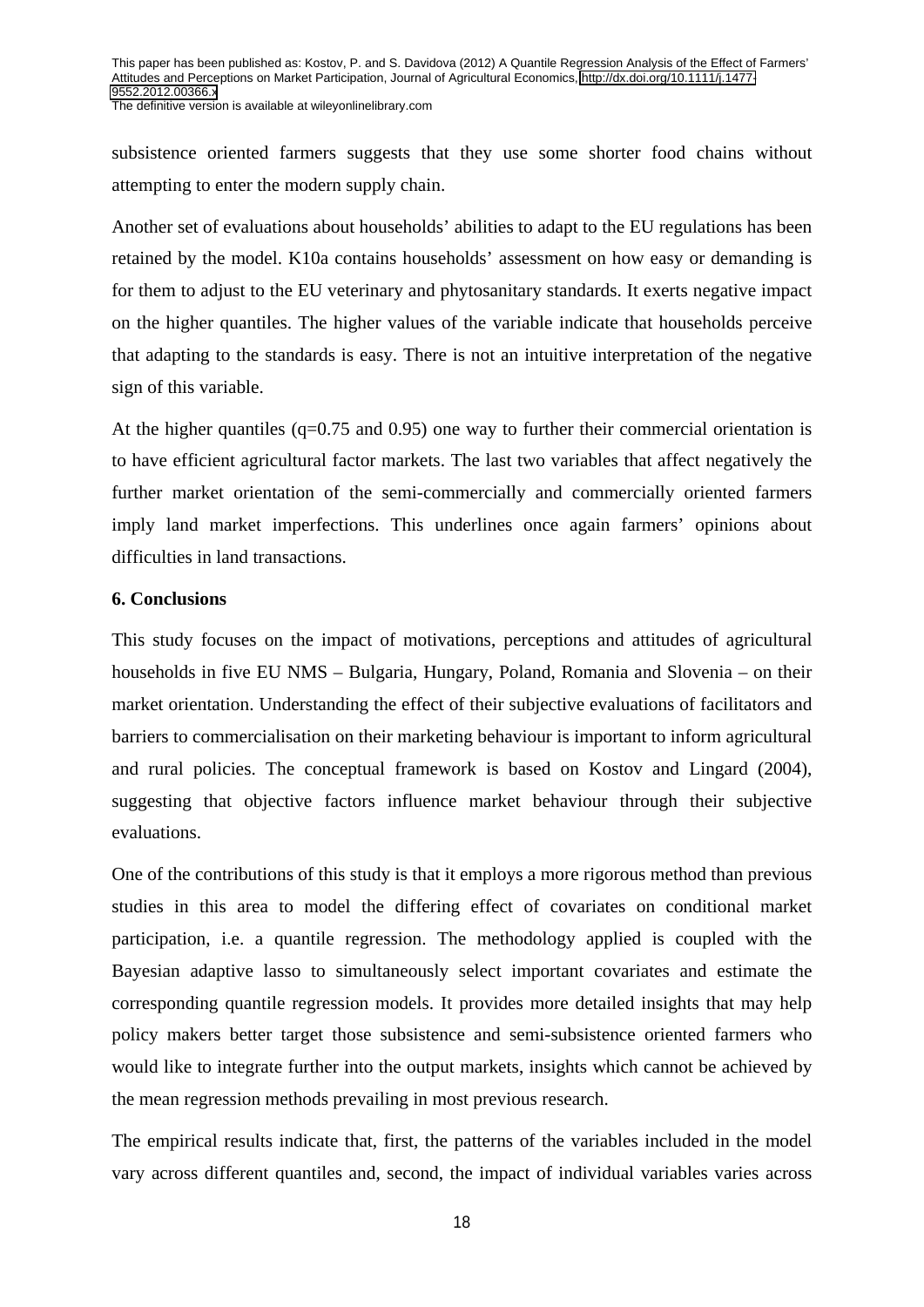subsistence oriented farmers suggests that they use some shorter food chains without attempting to enter the modern supply chain.

Another set of evaluations about households' abilities to adapt to the EU regulations has been retained by the model. K10a contains households' assessment on how easy or demanding is for them to adjust to the EU veterinary and phytosanitary standards. It exerts negative impact on the higher quantiles. The higher values of the variable indicate that households perceive that adapting to the standards is easy. There is not an intuitive interpretation of the negative sign of this variable.

At the higher quantiles (q=0.75 and 0.95) one way to further their commercial orientation is to have efficient agricultural factor markets. The last two variables that affect negatively the further market orientation of the semi-commercially and commercially oriented farmers imply land market imperfections. This underlines once again farmers' opinions about difficulties in land transactions.

## 6. Conclusions

This study focuses on the impact of motivations, perceptions and attitudes of agricultural households in five EU NMS – Bulgaria, Hungary, Poland, Romania and Slovenia – on their market orientation. Understanding the effect of their subjective evaluations of facilitators and barriers to commercialisation on their marketing behaviour is important to inform agricultural and rural policies. The conceptual framework is based on Kostov and Lingard (2004), suggesting that objective factors influence market behaviour through their subjective evaluations.

One of the contributions of this study is that it employs a more rigorous method than previous studies in this area to model the differing effect of covariates on conditional market participation, i.e. a quantile regression. The methodology applied is coupled with the Bayesian adaptive lasso to simultaneously select important covariates and estimate the corresponding quantile regression models. It provides more detailed insights that may help policy makers better target those subsistence and semi-subsistence oriented farmers who would like to integrate further into the output markets, insights which cannot be achieved by the mean regression methods prevailing in most previous research.

The empirical results indicate that, first, the patterns of the variables included in the model vary across different quantiles and, second, the impact of individual variables varies across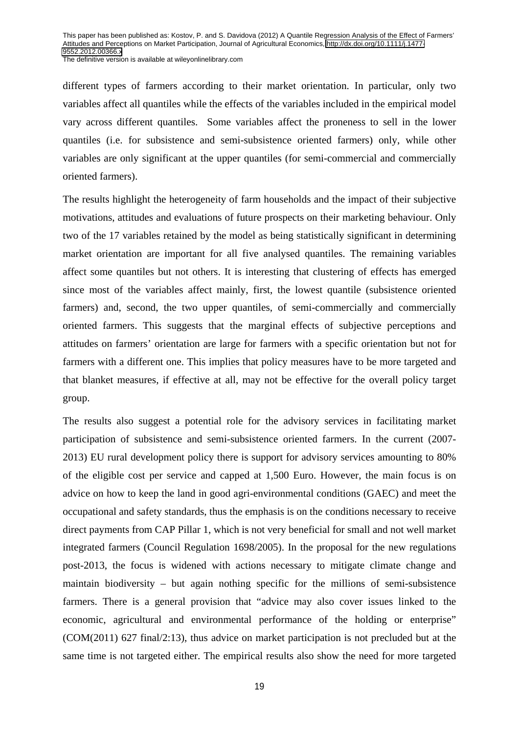different types of farmers according to their market orientation. In particular, only two variables affect all quantiles while the effects of the variables included in the empirical model vary across different quantiles. Some variables affect the proneness to sell in the lower quantiles (i.e. for subsistence and semi-subsistence oriented farmers) only, while other variables are only significant at the upper quantiles (for semi-commercial and commercially oriented farmers).

The results highlight the heterogeneity of farm households and the impact of their subjective motivations, attitudes and evaluations of future prospects on their marketing behaviour. Only two of the 17 variables retained by the model as being statistically significant in determining market orientation are important for all five analysed quantiles. The remaining variables affect some quantiles but not others. It is interesting that clustering of effects has emerged since most of the variables affect mainly, first, the lowest quantile (subsistence oriented farmers) and, second, the two upper quantiles, of semi-commercially and commercially oriented farmers. This suggests that the marginal effects of subjective perceptions and attitudes on farmers' orientation are large for farmers with a specific orientation but not for farmers with a different one. This implies that policy measures have to be more targeted and that blanket measures, if effective at all, may not be effective for the overall policy target group.

The results also suggest a potential role for the advisory services in facilitating market participation of subsistence and semi-subsistence oriented farmers. In the current (2007-2013) EU rural development policy there is support for advisory services amounting to 80% of the eligible cost per service and capped at 1,500 Euro. However, the main focus is on advice on how to keep the land in good agri-environmental conditions (GAEC) and meet the occupational and safety standards, thus the emphasis is on the conditions necessary to receive direct payments from CAP Pillar 1, which is not very beneficial for small and not well market integrated farmers (Council Regulation 1698/2005). In the proposal for the new regulations post-2013, the focus is widened with actions necessary to mitigate climate change and maintain biodiversity – but again nothing specific for the millions of semi-subsistence farmers. There is a general provision that "advice may also cover issues linked to the economic, agricultural and environmental performance of the holding or enterprise" (COM(2011) 627 final/2:13), thus advice on market participation is not precluded but at the same time is not targeted either. The empirical results also show the need for more targeted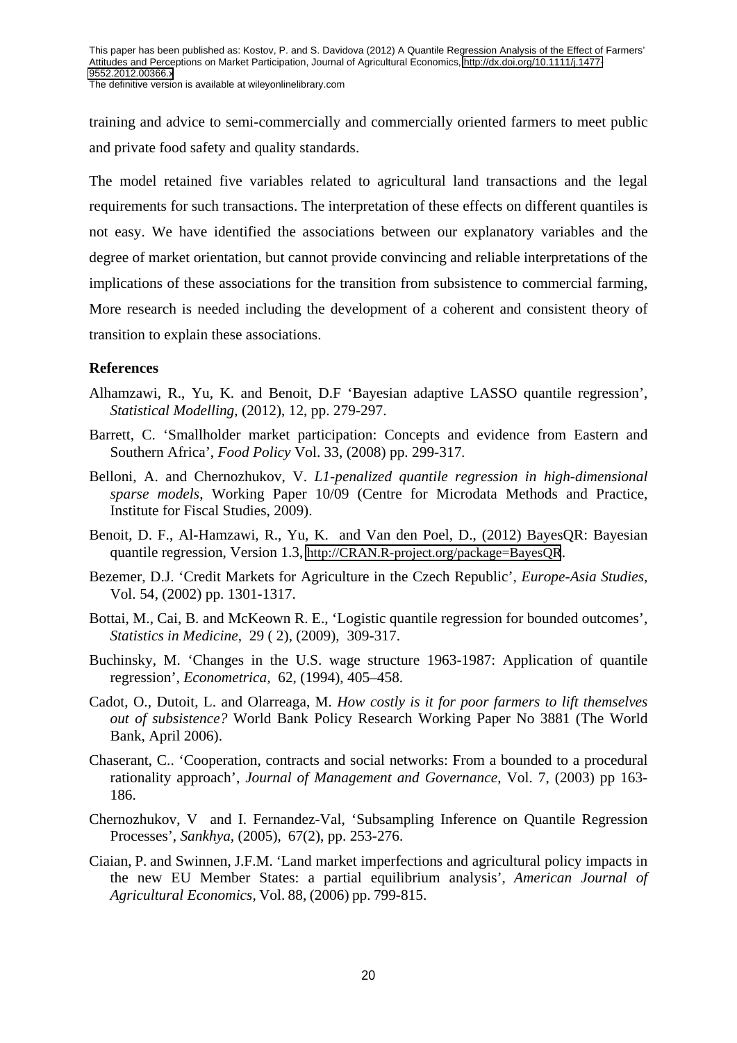training and advice to semi-commercially and commercially oriented farmers to meet public and private food safety and quality standards.

The model retained five variables related to agricultural land transactions and the legal requirements for such transactions. The interpretation of these effects on different quantiles is not easy. We have identified the associations between our explanatory variables and the degree of market orientation, but cannot provide convincing and reliable interpretations of the implications of these associations for the transition from subsistence to commercial farming, More research is needed including the development of a coherent and consistent theory of transition to explain these associations.

**References**

Alhamzawi, R., Yu, K. and Benoit, D.F 'Bayesian adaptive LASSO quantile regression', *Statistical Modelling*, (2012), 12, pp. 279-297.

Barrett, C. 'Smallholder market participation: Concepts and evidence from Eastern and Southern Africa', *Food Policy* Vol. 33, (2008) pp. 299-317.

Belloni, A. and Chernozhukov, V. *L1-penalized quantile regression in high-dimensional sparse models*, Working Paper 10/09 (Centre for Microdata Methods and Practice, Institute for Fiscal Studies, 2009).

Benoit, D. F., Al-Hamzawi, R., Yu, K. and Van den Poel, D., (2012) BayesQR: Bayesian quantile regression, Version 1.3, http://CRAN.R-project.org/package=BayesQR.

Bezemer, D.J. 'Credit Markets for Agriculture in the Czech Republic', *Europe-Asia Studies*, Vol. 54, (2002) pp. 1301-1317.

Bottai, M., Cai, B. and McKeown R. E., 'Logistic quantile regression for bounded outcomes', *Statistics in Medicine*, 29 ( 2), (2009), 309-317.

Buchinsky, M. 'Changes in the U.S. wage structure 1963-1987: Application of quantile regression', *Econometrica*, 62, (1994), 405–458.

Cadot, O., Dutoit, L. and Olarreaga, M. *How costly is it for poor farmers to lift themselves out of subsistence?* World Bank Policy Research Working Paper No 3881 (The World Bank, April 2006).

Chaserant, C.. 'Cooperation, contracts and social networks: From a bounded to a procedural rationality approach', *Journal of Management and Governance*, Vol. 7, (2003) pp 163-186.

Chernozhukov, V and I. Fernandez-Val, 'Subsampling Inference on Quantile Regression Processes', *Sankhya*, (2005), 67(2), pp. 253-276.

Ciaian, P. and Swinnen, J.F.M. 'Land market imperfections and agricultural policy impacts in the new EU Member States: a partial equilibrium analysis', *American Journal of Agricultural Economics*, Vol. 88, (2006) pp. 799-815.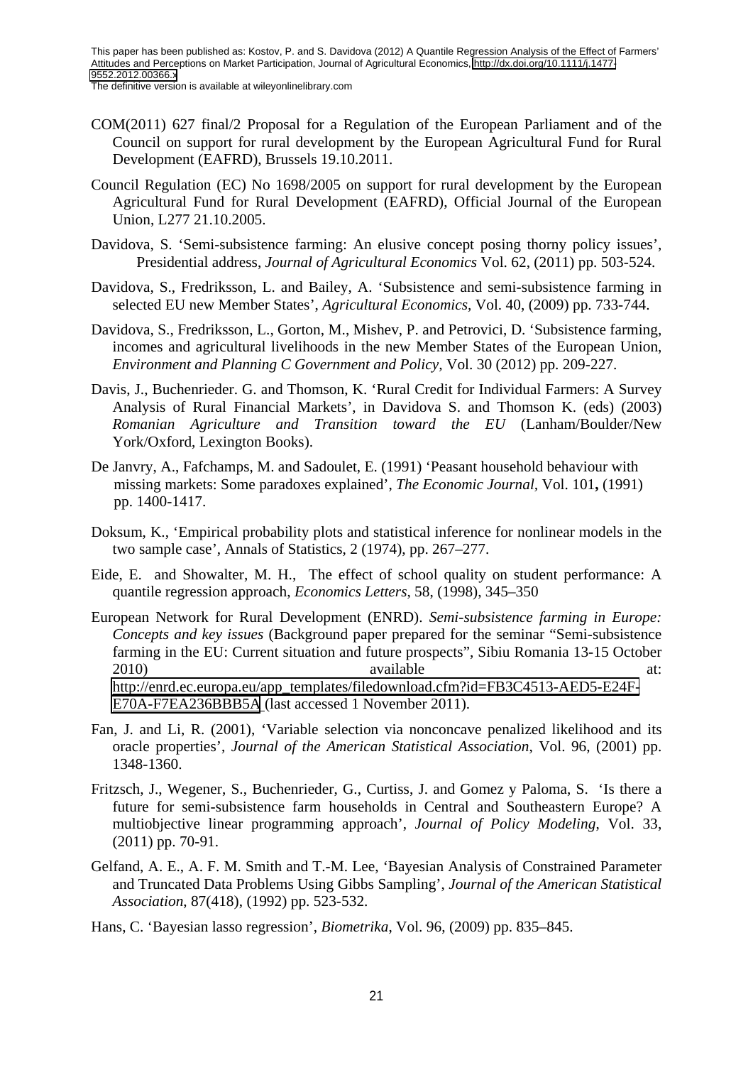COM(2011) 627 final/2 Proposal for a Regulation of the European Parliament and of the Council on support for rural development by the European Agricultural Fund for Rural Development (EAFRD), Brussels 19.10.2011.

Council Regulation (EC) No 1698/2005 on support for rural development by the European Agricultural Fund for Rural Development (EAFRD), Official Journal of the European Union, L277 21.10.2005.

Davidova, S. 'Semi-subsistence farming: An elusive concept posing thorny policy issues', Presidential address, *Journal of Agricultural Economics* Vol. 62, (2011) pp. 503-524.

Davidova, S., Fredriksson, L. and Bailey, A. 'Subsistence and semi-subsistence farming in selected EU new Member States', *Agricultural Economics,* Vol. 40, (2009) pp. 733-744.

Davidova, S., Fredriksson, L., Gorton, M., Mishev, P. and Petrovici, D. 'Subsistence farming, incomes and agricultural livelihoods in the new Member States of the European Union, *Environment and Planning C Government and Policy,* Vol. 30 (2012) pp. 209-227.

Davis, J., Buchenrieder. G. and Thomson, K. 'Rural Credit for Individual Farmers: A Survey Analysis of Rural Financial Markets', in Davidova S. and Thomson K. (eds) (2003) *Romanian Agriculture and Transition toward the EU* (Lanham/Boulder/New York/Oxford, Lexington Books).

De Janvry, A., Fafchamps, M. and Sadoulet, E. (1991) 'Peasant household behaviour with missing markets: Some paradoxes explained', *The Economic Journal*, Vol. 101**,** (1991) pp. 1400-1417.

Doksum, K., 'Empirical probability plots and statistical inference for nonlinear models in the two sample case', Annals of Statistics, 2 (1974), pp. 267–277.

Eide, E. and Showalter, M. H., The effect of school quality on student performance: A quantile regression approach, *Economics Letters*, 58, (1998), 345–350

European Network for Rural Development (ENRD). *Semi-subsistence farming in Europe: Concepts and key issues* (Background paper prepared for the seminar "Semi-subsistence farming in the EU: Current situation and future prospects", Sibiu Romania 13-15 October 2010) available at: http://enrd.ec.europa.eu/app_templates/filedownload.cfm?id=FB3C4513-AED5-E24F-E70A-F7EA236BBB5A (last accessed 1 November 2011).

Fan, J. and Li, R. (2001), 'Variable selection via nonconcave penalized likelihood and its oracle properties', *Journal of the American Statistical Association*, Vol. 96, (2001) pp. 1348-1360.

Fritzsch, J., Wegener, S., Buchenrieder, G., Curtiss, J. and Gomez y Paloma, S. 'Is there a future for semi-subsistence farm households in Central and Southeastern Europe? A multiobjective linear programming approach', *Journal of Policy Modeling*, Vol. 33, (2011) pp. 70-91.

Gelfand, A. E., A. F. M. Smith and T.-M. Lee, 'Bayesian Analysis of Constrained Parameter and Truncated Data Problems Using Gibbs Sampling', *Journal of the American Statistical Association*, 87(418), (1992) pp. 523-532.

Hans, C. 'Bayesian lasso regression', *Biometrika*, Vol. 96, (2009) pp. 835–845.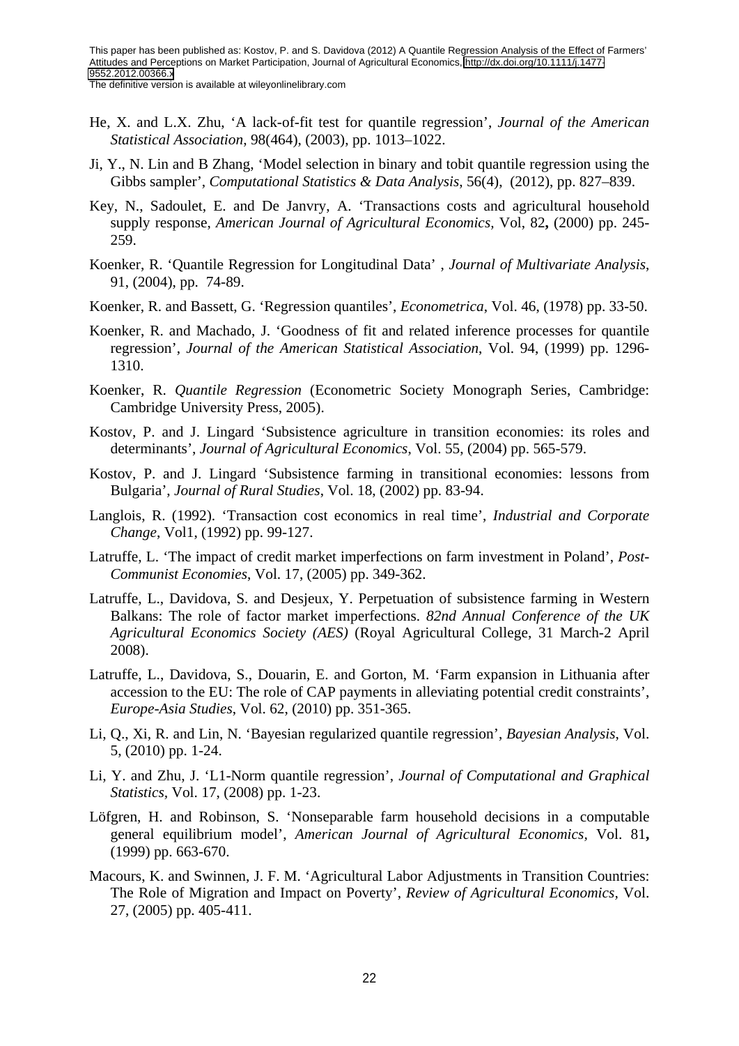He, X. and L.X. Zhu, 'A lack-of-fit test for quantile regression', *Journal of the American Statistical Association*, 98(464), (2003), pp. 1013–1022.

Ji, Y., N. Lin and B Zhang, 'Model selection in binary and tobit quantile regression using the Gibbs sampler', *Computational Statistics & Data Analysis*, 56(4), (2012), pp. 827–839.

Key, N., Sadoulet, E. and De Janvry, A. 'Transactions costs and agricultural household supply response, *American Journal of Agricultural Economics*, Vol, 82**,** (2000) pp. 245-259.

Koenker, R. 'Quantile Regression for Longitudinal Data' , *Journal of Multivariate Analysis*, 91, (2004), pp. 74-89.

Koenker, R. and Bassett, G. 'Regression quantiles', *Econometrica*, Vol. 46, (1978) pp. 33-50.

Koenker, R. and Machado, J. 'Goodness of fit and related inference processes for quantile regression', *Journal of the American Statistical Association*, Vol. 94, (1999) pp. 1296-1310.

Koenker, R. *Quantile Regression* (Econometric Society Monograph Series, Cambridge: Cambridge University Press, 2005).

Kostov, P. and J. Lingard 'Subsistence agriculture in transition economies: its roles and determinants', *Journal of Agricultural Economics*, Vol. 55, (2004) pp. 565-579.

Kostov, P. and J. Lingard 'Subsistence farming in transitional economies: lessons from Bulgaria', *Journal of Rural Studies*, Vol. 18, (2002) pp. 83-94.

Langlois, R. (1992). 'Transaction cost economics in real time', *Industrial and Corporate Change*, Vol1, (1992) pp. 99-127.

Latruffe, L. 'The impact of credit market imperfections on farm investment in Poland', *Post-Communist Economies*, Vol. 17, (2005) pp. 349-362.

Latruffe, L., Davidova, S. and Desjeux, Y. Perpetuation of subsistence farming in Western Balkans: The role of factor market imperfections. *82nd Annual Conference of the UK Agricultural Economics Society (AES)* (Royal Agricultural College, 31 March-2 April 2008).

Latruffe, L., Davidova, S., Douarin, E. and Gorton, M. 'Farm expansion in Lithuania after accession to the EU: The role of CAP payments in alleviating potential credit constraints', *Europe-Asia Studies*, Vol. 62, (2010) pp. 351-365.

Li, Q., Xi, R. and Lin, N. 'Bayesian regularized quantile regression', *Bayesian Analysis*, Vol. 5, (2010) pp. 1-24.

Li, Y. and Zhu, J. 'L1-Norm quantile regression', *Journal of Computational and Graphical Statistics*, Vol. 17, (2008) pp. 1-23.

Löfgren, H. and Robinson, S. 'Nonseparable farm household decisions in a computable general equilibrium model', *American Journal of Agricultural Economics*, Vol. 81**,** (1999) pp. 663-670.

Macours, K. and Swinnen, J. F. M. 'Agricultural Labor Adjustments in Transition Countries: The Role of Migration and Impact on Poverty', *Review of Agricultural Economics*, Vol. 27, (2005) pp. 405-411.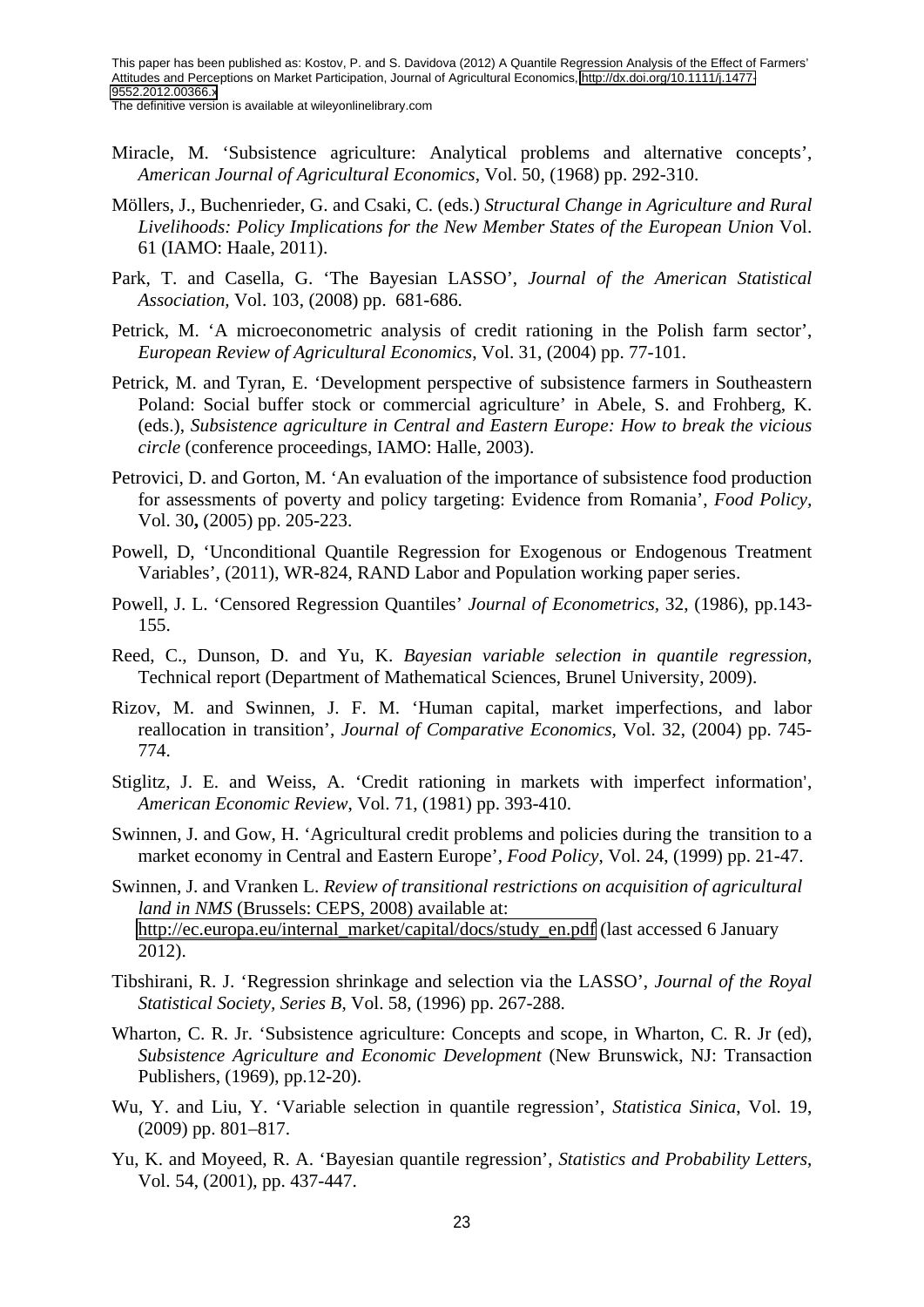Miracle, M. 'Subsistence agriculture: Analytical problems and alternative concepts', *American Journal of Agricultural Economics*, Vol. 50, (1968) pp. 292-310.

Möllers, J., Buchenrieder, G. and Csaki, C. (eds.) *Structural Change in Agriculture and Rural Livelihoods: Policy Implications for the New Member States of the European Union* Vol. 61 (IAMO: Haale, 2011).

Park, T. and Casella, G. 'The Bayesian LASSO', *Journal of the American Statistical Association*, Vol. 103, (2008) pp. 681-686.

Petrick, M. 'A microeconometric analysis of credit rationing in the Polish farm sector', *European Review of Agricultural Economics*, Vol. 31, (2004) pp. 77-101.

Petrick, M. and Tyran, E. 'Development perspective of subsistence farmers in Southeastern Poland: Social buffer stock or commercial agriculture' in Abele, S. and Frohberg, K. (eds.), *Subsistence agriculture in Central and Eastern Europe: How to break the vicious circle* (conference proceedings, IAMO: Halle, 2003).

Petrovici, D. and Gorton, M. 'An evaluation of the importance of subsistence food production for assessments of poverty and policy targeting: Evidence from Romania', *Food Policy*, Vol. 30**,** (2005) pp. 205-223.

Powell, D, 'Unconditional Quantile Regression for Exogenous or Endogenous Treatment Variables', (2011), WR-824, RAND Labor and Population working paper series.

Powell, J. L. 'Censored Regression Quantiles' *Journal of Econometrics*, 32, (1986), pp.143-155.

Reed, C., Dunson, D. and Yu, K. *Bayesian variable selection in quantile regression*, Technical report (Department of Mathematical Sciences, Brunel University, 2009).

Rizov, M. and Swinnen, J. F. M. 'Human capital, market imperfections, and labor reallocation in transition', *Journal of Comparative Economics*, Vol. 32, (2004) pp. 745-774.

Stiglitz, J. E. and Weiss, A. 'Credit rationing in markets with imperfect information', *American Economic Review*, Vol. 71, (1981) pp. 393-410.

Swinnen, J. and Gow, H. 'Agricultural credit problems and policies during the transition to a market economy in Central and Eastern Europe', *Food Policy*, Vol. 24, (1999) pp. 21-47.

Swinnen, J. and Vranken L. *Review of transitional restrictions on acquisition of agricultural land in NMS* (Brussels: CEPS, 2008) available at: http://ec.europa.eu/internal_market/capital/docs/study_en.pdf (last accessed 6 January 2012).

Tibshirani, R. J. 'Regression shrinkage and selection via the LASSO', *Journal of the Royal Statistical Society, Series B*, Vol. 58, (1996) pp. 267-288.

Wharton, C. R. Jr. 'Subsistence agriculture: Concepts and scope, in Wharton, C. R. Jr (ed), *Subsistence Agriculture and Economic Development* (New Brunswick, NJ: Transaction Publishers, (1969), pp.12-20).

Wu, Y. and Liu, Y. 'Variable selection in quantile regression', *Statistica Sinica*, Vol. 19, (2009) pp. 801–817.

Yu, K. and Moyeed, R. A. 'Bayesian quantile regression', *Statistics and Probability Letters*, Vol. 54, (2001), pp. 437-447.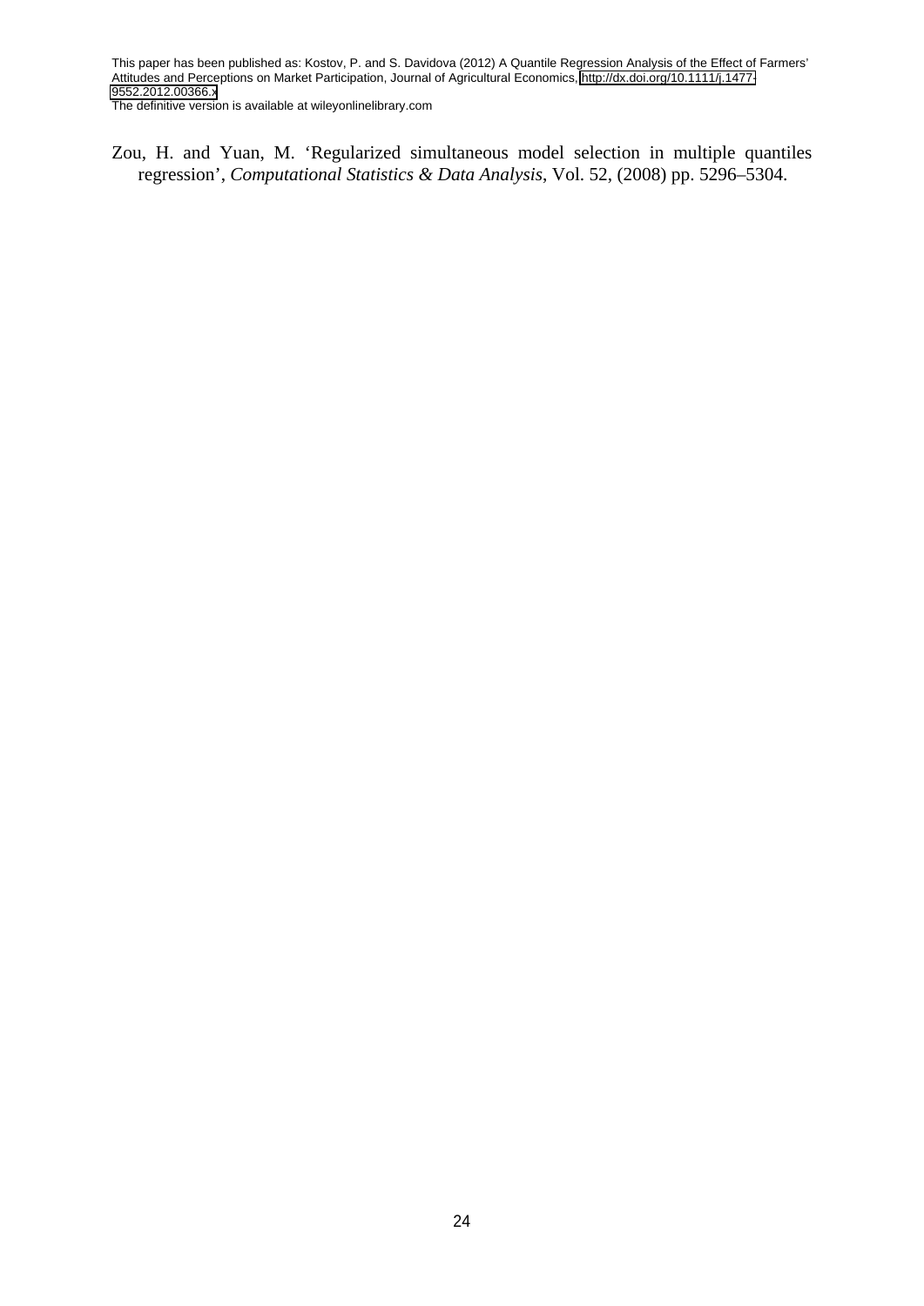Zou, H. and Yuan, M. 'Regularized simultaneous model selection in multiple quantiles regression', *Computational Statistics & Data Analysis*, Vol. 52, (2008) pp. 5296–5304.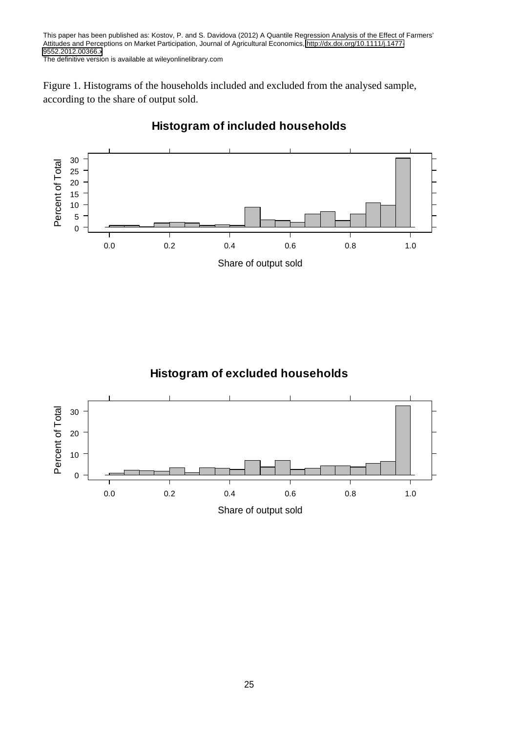This paper has been published as: Kostov, P. and S. Davidova (2012) A Quantile Regression Analysis of the Effect of Farmers' Attitudes and Perceptions on Market Participation, Journal of Agricultural Economics, http://dx.doi.org/10.1111/j.1477-9552.2012.00366.x
The definitive version is available at wileyonlinelibrary.com

Figure 1. Histograms of the households included and excluded from the analysed sample, according to the share of output sold.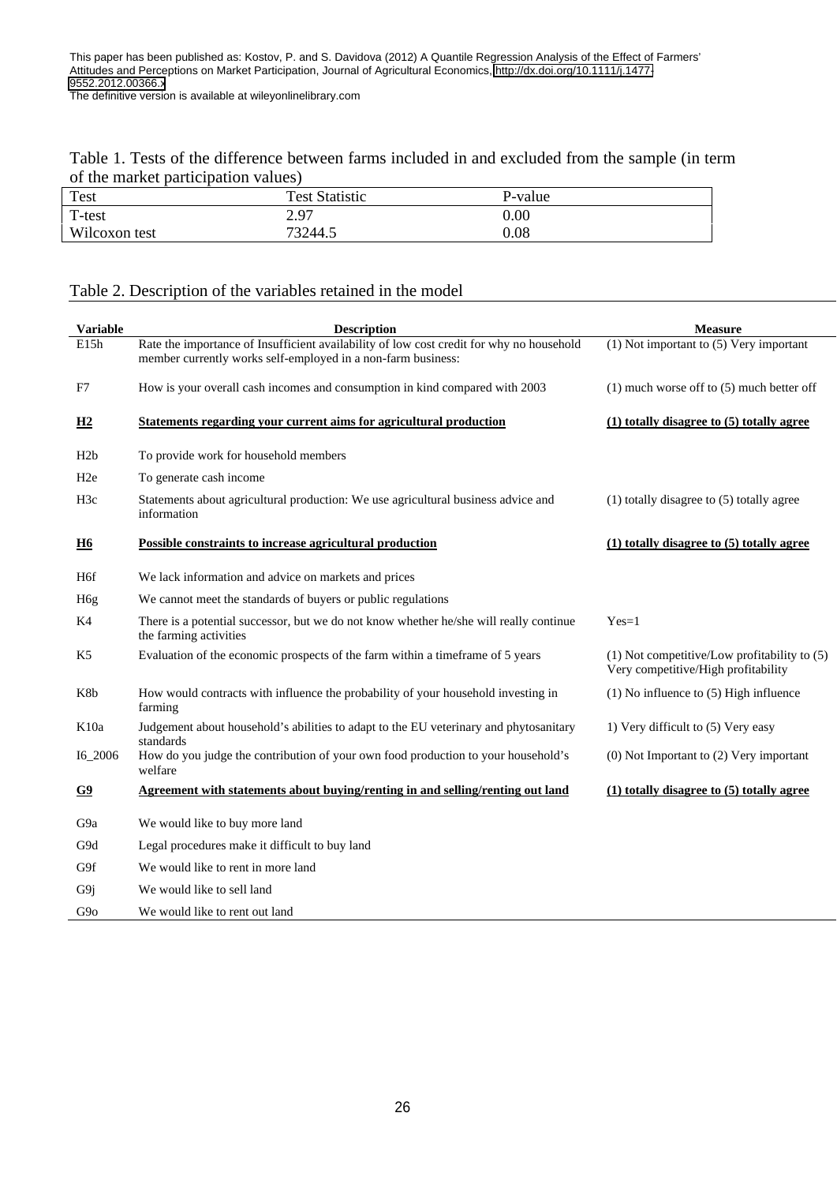This paper has been published as: Kostov, P. and S. Davidova (2012) A Quantile Regression Analysis of the Effect of Farmers' Attitudes and Perceptions on Market Participation, Journal of Agricultural Economics, http://dx.doi.org/10.1111/j.1477-9552.2012.00366.x
The definitive version is available at wileyonlinelibrary.com

Table 1. Tests of the difference between farms included in and excluded from the sample (in term of the market participation values)

| Test | Test Statistic | P-value |
|---|---|---|
| T-test | 2.97 | 0.00 |
| Wilcoxon test | 73244.5 | 0.08 |

Table 2. Description of the variables retained in the model

| Variable | Description | Measure |
|---|---|---|
| E15h | Rate the importance of Insufficient availability of low cost credit for why no household member currently works self-employed in a non-farm business: | (1) Not important to (5) Very important |
| F7 | How is your overall cash incomes and consumption in kind compared with 2003 | (1) much worse off to (5) much better off |
| **H2** | **Statements regarding your current aims for agricultural production** | **(1) totally disagree to (5) totally agree** |
| H2b | To provide work for household members | |
| H2e | To generate cash income | |
| H3c | Statements about agricultural production: We use agricultural business advice and information | (1) totally disagree to (5) totally agree |
| **H6** | **Possible constraints to increase agricultural production** | **(1) totally disagree to (5) totally agree** |
| H6f | We lack information and advice on markets and prices | |
| H6g | We cannot meet the standards of buyers or public regulations | |
| K4 | There is a potential successor, but we do not know whether he/she will really continue the farming activities | Yes=1 |
| K5 | Evaluation of the economic prospects of the farm within a timeframe of 5 years | (1) Not competitive/Low profitability to (5) Very competitive/High profitability |
| K8b | How would contracts with influence the probability of your household investing in farming | (1) No influence to (5) High influence |
| K10a | Judgement about household's abilities to adapt to the EU veterinary and phytosanitary standards | 1) Very difficult to (5) Very easy |
| I6_2006 | How do you judge the contribution of your own food production to your household's welfare | (0) Not Important to (2) Very important |
| **G9** | **Agreement with statements about buying/renting in and selling/renting out land** | **(1) totally disagree to (5) totally agree** |
| G9a | We would like to buy more land | |
| G9d | Legal procedures make it difficult to buy land | |
| G9f | We would like to rent in more land | |
| G9j | We would like to sell land | |
| G9o | We would like to rent out land | |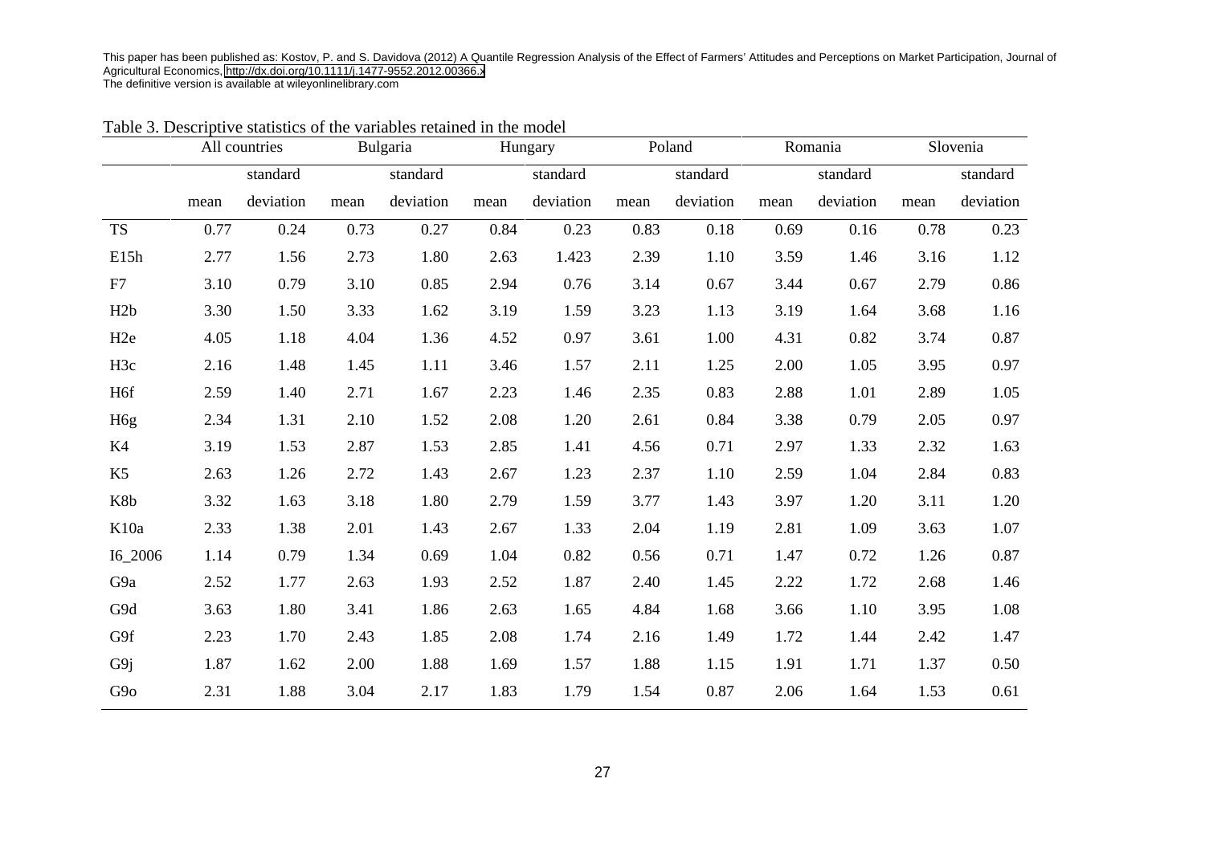This paper has been published as: Kostov, P. and S. Davidova (2012) A Quantile Regression Analysis of the Effect of Farmers' Attitudes and Perceptions on Market Participation, Journal of Agricultural Economics, http://dx.doi.org/10.1111/j.1477-9552.2012.00366.x
The definitive version is available at wileyonlinelibrary.com

Table 3. Descriptive statistics of the variables retained in the model

| | All countries | | Bulgaria | | Hungary | | Poland | | Romania | | Slovenia | |
|---|---|---|---|---|---|---|---|---|---|---|---|---|
| | mean | standard deviation | mean | standard deviation | mean | standard deviation | mean | standard deviation | mean | standard deviation | mean | standard deviation |
| TS | 0.77 | 0.24 | 0.73 | 0.27 | 0.84 | 0.23 | 0.83 | 0.18 | 0.69 | 0.16 | 0.78 | 0.23 |
| E15h | 2.77 | 1.56 | 2.73 | 1.80 | 2.63 | 1.423 | 2.39 | 1.10 | 3.59 | 1.46 | 3.16 | 1.12 |
| F7 | 3.10 | 0.79 | 3.10 | 0.85 | 2.94 | 0.76 | 3.14 | 0.67 | 3.44 | 0.67 | 2.79 | 0.86 |
| H2b | 3.30 | 1.50 | 3.33 | 1.62 | 3.19 | 1.59 | 3.23 | 1.13 | 3.19 | 1.64 | 3.68 | 1.16 |
| H2e | 4.05 | 1.18 | 4.04 | 1.36 | 4.52 | 0.97 | 3.61 | 1.00 | 4.31 | 0.82 | 3.74 | 0.87 |
| H3c | 2.16 | 1.48 | 1.45 | 1.11 | 3.46 | 1.57 | 2.11 | 1.25 | 2.00 | 1.05 | 3.95 | 0.97 |
| H6f | 2.59 | 1.40 | 2.71 | 1.67 | 2.23 | 1.46 | 2.35 | 0.83 | 2.88 | 1.01 | 2.89 | 1.05 |
| H6g | 2.34 | 1.31 | 2.10 | 1.52 | 2.08 | 1.20 | 2.61 | 0.84 | 3.38 | 0.79 | 2.05 | 0.97 |
| K4 | 3.19 | 1.53 | 2.87 | 1.53 | 2.85 | 1.41 | 4.56 | 0.71 | 2.97 | 1.33 | 2.32 | 1.63 |
| K5 | 2.63 | 1.26 | 2.72 | 1.43 | 2.67 | 1.23 | 2.37 | 1.10 | 2.59 | 1.04 | 2.84 | 0.83 |
| K8b | 3.32 | 1.63 | 3.18 | 1.80 | 2.79 | 1.59 | 3.77 | 1.43 | 3.97 | 1.20 | 3.11 | 1.20 |
| K10a | 2.33 | 1.38 | 2.01 | 1.43 | 2.67 | 1.33 | 2.04 | 1.19 | 2.81 | 1.09 | 3.63 | 1.07 |
| I6_2006 | 1.14 | 0.79 | 1.34 | 0.69 | 1.04 | 0.82 | 0.56 | 0.71 | 1.47 | 0.72 | 1.26 | 0.87 |
| G9a | 2.52 | 1.77 | 2.63 | 1.93 | 2.52 | 1.87 | 2.40 | 1.45 | 2.22 | 1.72 | 2.68 | 1.46 |
| G9d | 3.63 | 1.80 | 3.41 | 1.86 | 2.63 | 1.65 | 4.84 | 1.68 | 3.66 | 1.10 | 3.95 | 1.08 |
| G9f | 2.23 | 1.70 | 2.43 | 1.85 | 2.08 | 1.74 | 2.16 | 1.49 | 1.72 | 1.44 | 2.42 | 1.47 |
| G9j | 1.87 | 1.62 | 2.00 | 1.88 | 1.69 | 1.57 | 1.88 | 1.15 | 1.91 | 1.71 | 1.37 | 0.50 |
| G9o | 2.31 | 1.88 | 3.04 | 2.17 | 1.83 | 1.79 | 1.54 | 0.87 | 2.06 | 1.64 | 1.53 | 0.61 |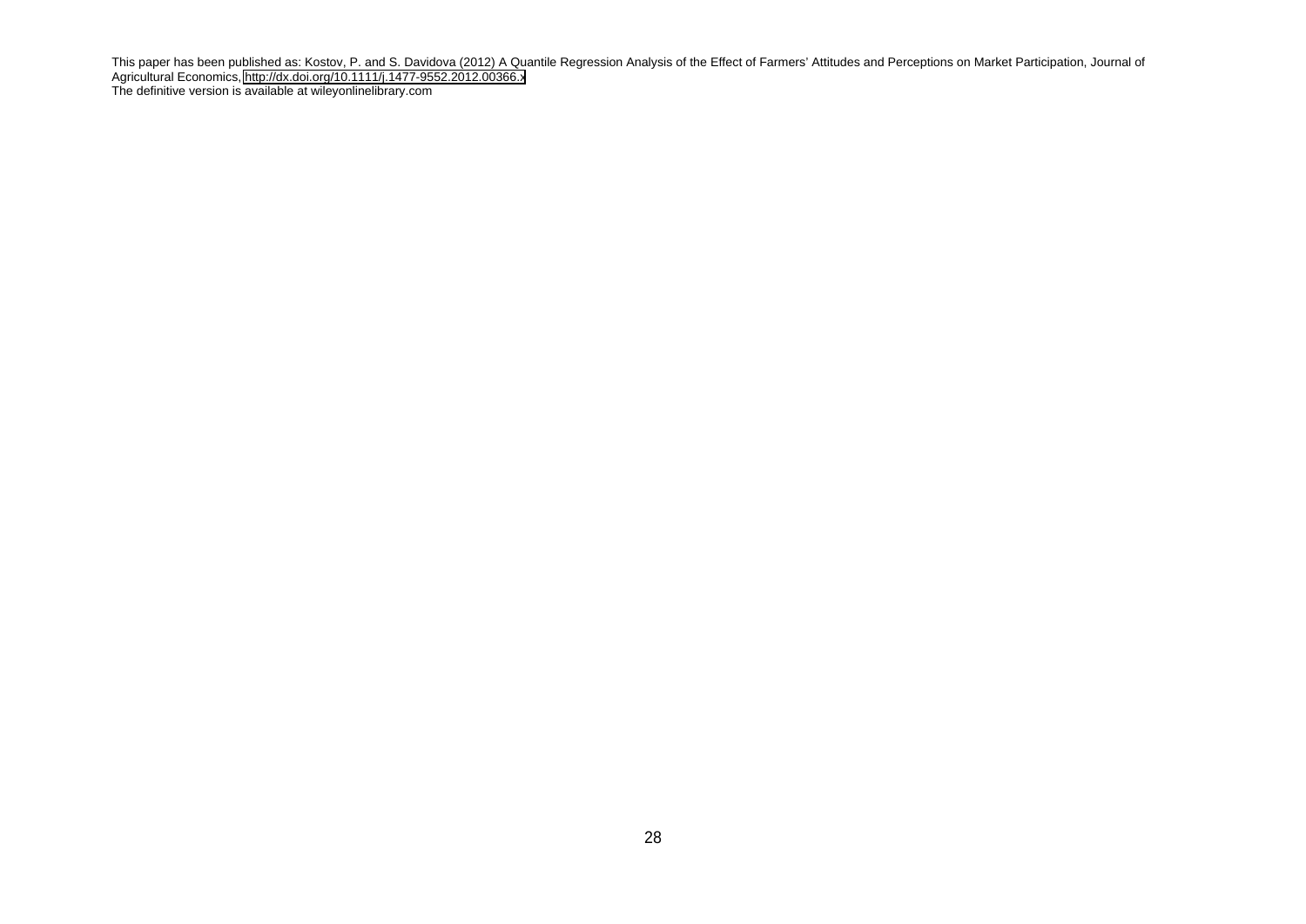This paper has been published as: Kostov, P. and S. Davidova (2012) A Quantile Regression Analysis of the Effect of Farmers' Attitudes and Perceptions on Market Participation, Journal of Agricultural Economics, http://dx.doi.org/10.1111/j.1477-9552.2012.00366.x
The definitive version is available at wileyonlinelibrary.com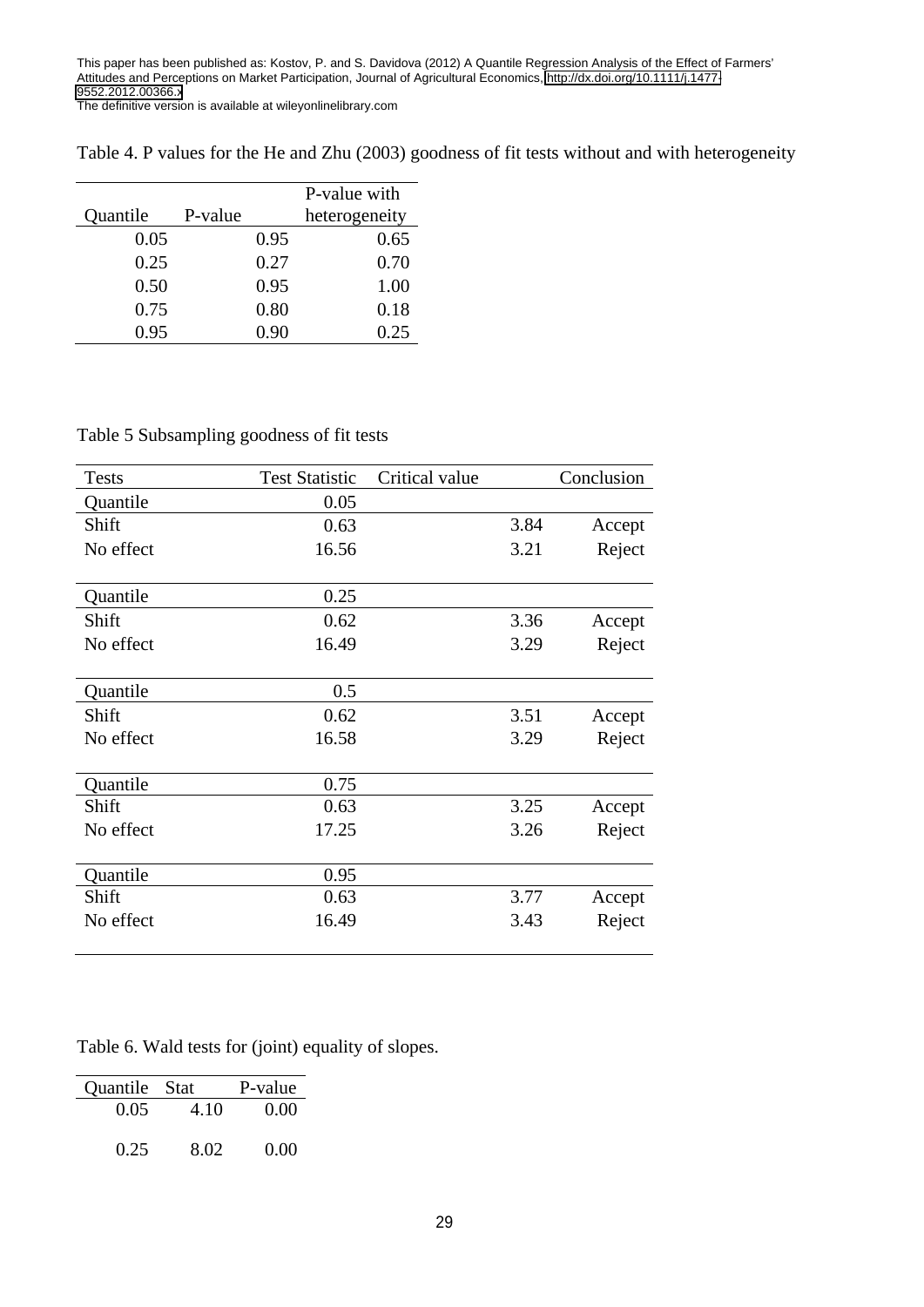Table 4. P values for the He and Zhu (2003) goodness of fit tests without and with heterogeneity

| Quantile | P-value | P-value with heterogeneity |
|---|---|---|
| 0.05 | 0.95 | 0.65 |
| 0.25 | 0.27 | 0.70 |
| 0.50 | 0.95 | 1.00 |
| 0.75 | 0.80 | 0.18 |
| 0.95 | 0.90 | 0.25 |

Table 5 Subsampling goodness of fit tests

| Tests | Test Statistic | Critical value | Conclusion |
|---|---|---|---|
| Quantile | 0.05 | | |
| Shift | 0.63 | 3.84 | Accept |
| No effect | 16.56 | 3.21 | Reject |
| Quantile | 0.25 | | |
| Shift | 0.62 | 3.36 | Accept |
| No effect | 16.49 | 3.29 | Reject |
| Quantile | 0.5 | | |
| Shift | 0.62 | 3.51 | Accept |
| No effect | 16.58 | 3.29 | Reject |
| Quantile | 0.75 | | |
| Shift | 0.63 | 3.25 | Accept |
| No effect | 17.25 | 3.26 | Reject |
| Quantile | 0.95 | | |
| Shift | 0.63 | 3.77 | Accept |
| No effect | 16.49 | 3.43 | Reject |

Table 6. Wald tests for (joint) equality of slopes.

| Quantile | Stat | P-value |
|---|---|---|
| 0.05 | 4.10 | 0.00 |
| 0.25 | 8.02 | 0.00 |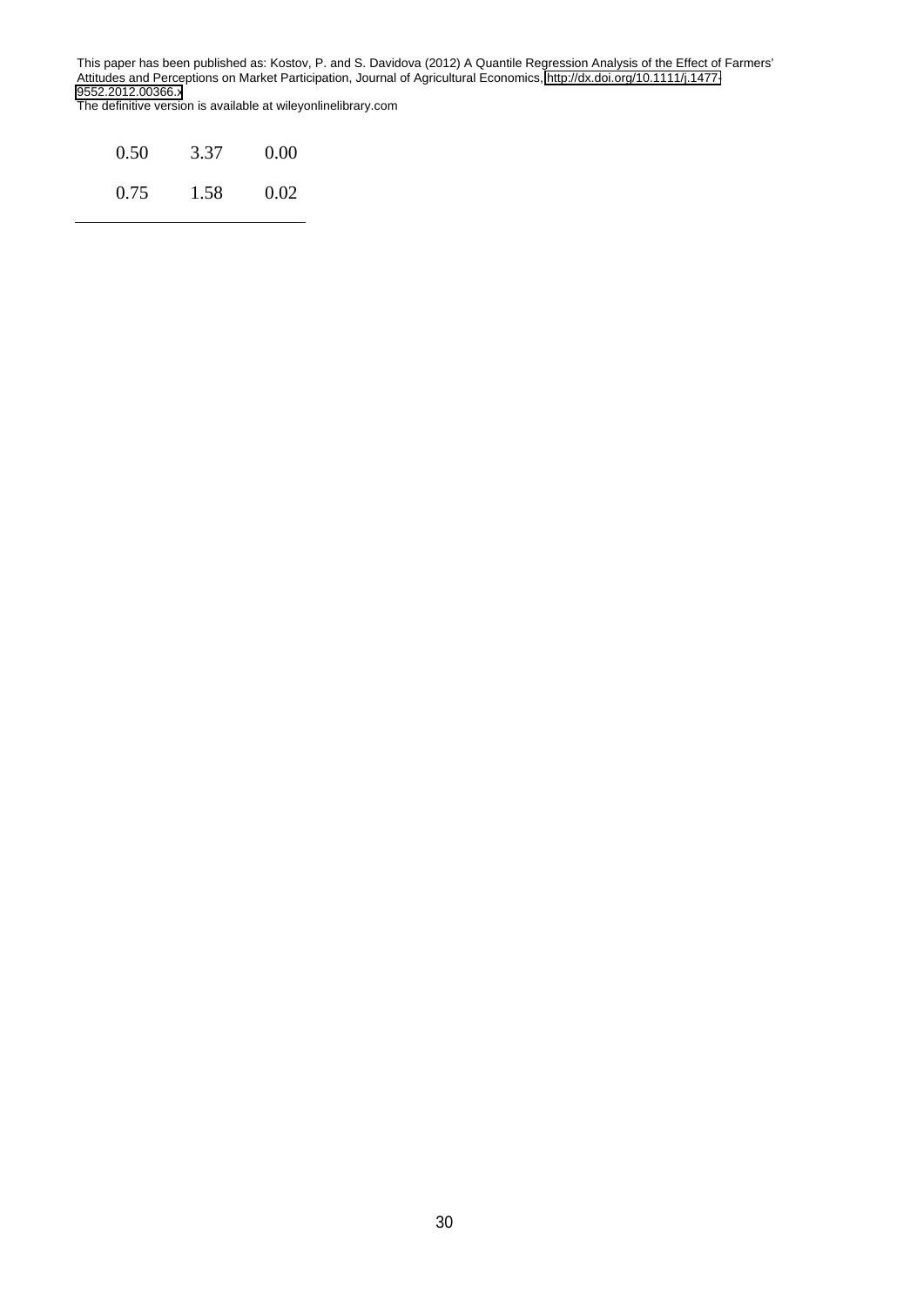| | | |
|---|---|---|
| 0.50 | 3.37 | 0.00 |
| 0.75 | 1.58 | 0.02 |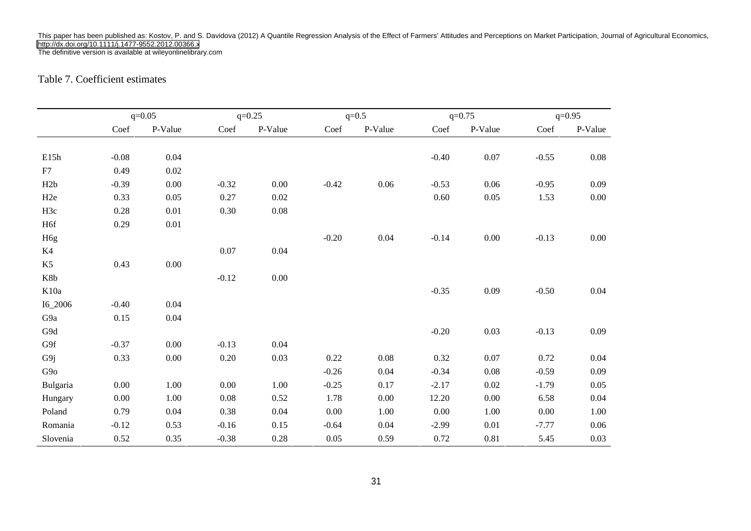Table 7. Coefficient estimates

| | q=0.05 | | q=0.25 | | q=0.5 | | q=0.75 | | q=0.95 | |
|---|---|---|---|---|---|---|---|---|---|---|
| | Coef | P-Value | Coef | P-Value | Coef | P-Value | Coef | P-Value | Coef | P-Value |
| E15h | -0.08 | 0.04 | | | | | -0.40 | 0.07 | -0.55 | 0.08 |
| F7 | 0.49 | 0.02 | | | | | | | | |
| H2b | -0.39 | 0.00 | -0.32 | 0.00 | -0.42 | 0.06 | -0.53 | 0.06 | -0.95 | 0.09 |
| H2e | 0.33 | 0.05 | 0.27 | 0.02 | | | 0.60 | 0.05 | 1.53 | 0.00 |
| H3c | 0.28 | 0.01 | 0.30 | 0.08 | | | | | | |
| H6f | 0.29 | 0.01 | | | | | | | | |
| H6g | | | | | -0.20 | 0.04 | -0.14 | 0.00 | -0.13 | 0.00 |
| K4 | | | 0.07 | 0.04 | | | | | | |
| K5 | 0.43 | 0.00 | | | | | | | | |
| K8b | | | -0.12 | 0.00 | | | | | | |
| K10a | | | | | | | -0.35 | 0.09 | -0.50 | 0.04 |
| I6_2006 | -0.40 | 0.04 | | | | | | | | |
| G9a | 0.15 | 0.04 | | | | | | | | |
| G9d | | | | | | | -0.20 | 0.03 | -0.13 | 0.09 |
| G9f | -0.37 | 0.00 | -0.13 | 0.04 | | | | | | |
| G9j | 0.33 | 0.00 | 0.20 | 0.03 | 0.22 | 0.08 | 0.32 | 0.07 | 0.72 | 0.04 |
| G9o | | | | | -0.26 | 0.04 | -0.34 | 0.08 | -0.59 | 0.09 |
| Bulgaria | 0.00 | 1.00 | 0.00 | 1.00 | -0.25 | 0.17 | -2.17 | 0.02 | -1.79 | 0.05 |
| Hungary | 0.00 | 1.00 | 0.08 | 0.52 | 1.78 | 0.00 | 12.20 | 0.00 | 6.58 | 0.04 |
| Poland | 0.79 | 0.04 | 0.38 | 0.04 | 0.00 | 1.00 | 0.00 | 1.00 | 0.00 | 1.00 |
| Romania | -0.12 | 0.53 | -0.16 | 0.15 | -0.64 | 0.04 | -2.99 | 0.01 | -7.77 | 0.06 |
| Slovenia | 0.52 | 0.35 | -0.38 | 0.28 | 0.05 | 0.59 | 0.72 | 0.81 | 5.45 | 0.03 |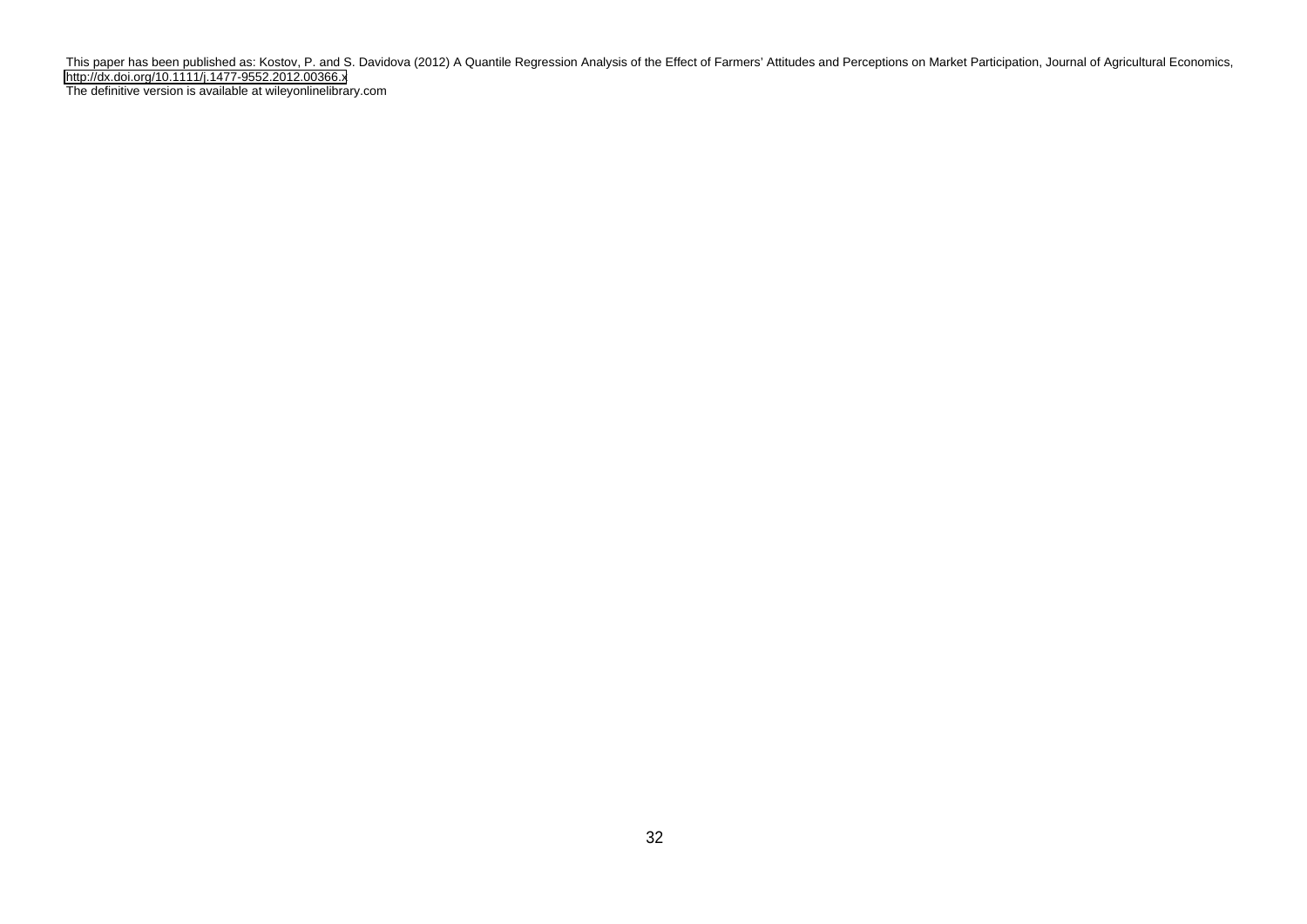This paper has been published as: Kostov, P. and S. Davidova (2012) A Quantile Regression Analysis of the Effect of Farmers' Attitudes and Perceptions on Market Participation, Journal of Agricultural Economics, http://dx.doi.org/10.1111/j.1477-9552.2012.00366.x
The definitive version is available at wileyonlinelibrary.com